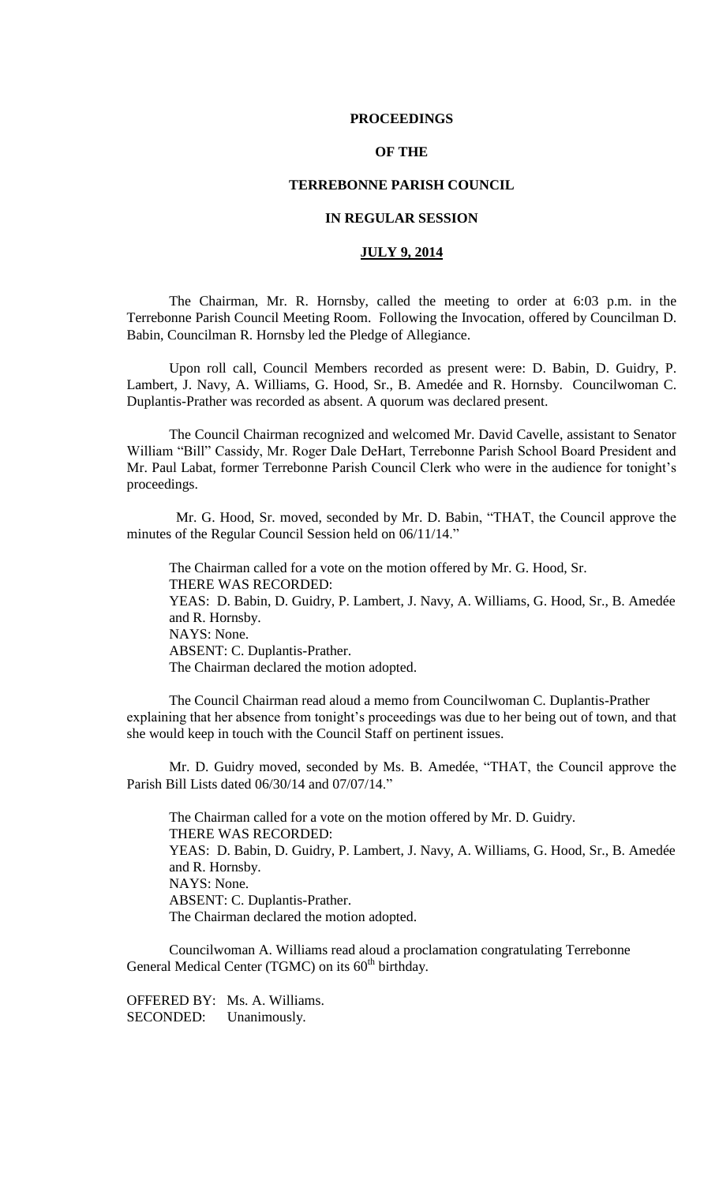**PROCEEDINGS**

**OF THE**

**TERREBONNE PARISH COUNCIL**

**IN REGULAR SESSION**

**<u>JULY 9, 2014</u>**

The Chairman, Mr. R. Hornsby, called the meeting to order at 6:03 p.m. in the Terrebonne Parish Council Meeting Room. Following the Invocation, offered by Councilman D. Babin, Councilman R. Hornsby led the Pledge of Allegiance.

Upon roll call, Council Members recorded as present were: D. Babin, D. Guidry, P. Lambert, J. Navy, A. Williams, G. Hood, Sr., B. Amedée and R. Hornsby. Councilwoman C. Duplantis-Prather was recorded as absent. A quorum was declared present.

The Council Chairman recognized and welcomed Mr. David Cavelle, assistant to Senator William "Bill" Cassidy, Mr. Roger Dale DeHart, Terrebonne Parish School Board President and Mr. Paul Labat, former Terrebonne Parish Council Clerk who were in the audience for tonight's proceedings.

Mr. G. Hood, Sr. moved, seconded by Mr. D. Babin, "THAT, the Council approve the minutes of the Regular Council Session held on 06/11/14."

The Chairman called for a vote on the motion offered by Mr. G. Hood, Sr.
THERE WAS RECORDED:
YEAS: D. Babin, D. Guidry, P. Lambert, J. Navy, A. Williams, G. Hood, Sr., B. Amedée and R. Hornsby.
NAYS: None.
ABSENT: C. Duplantis-Prather.
The Chairman declared the motion adopted.

The Council Chairman read aloud a memo from Councilwoman C. Duplantis-Prather explaining that her absence from tonight's proceedings was due to her being out of town, and that she would keep in touch with the Council Staff on pertinent issues.

Mr. D. Guidry moved, seconded by Ms. B. Amedée, "THAT, the Council approve the Parish Bill Lists dated 06/30/14 and 07/07/14."

The Chairman called for a vote on the motion offered by Mr. D. Guidry.
THERE WAS RECORDED:
YEAS: D. Babin, D. Guidry, P. Lambert, J. Navy, A. Williams, G. Hood, Sr., B. Amedée and R. Hornsby.
NAYS: None.
ABSENT: C. Duplantis-Prather.
The Chairman declared the motion adopted.

Councilwoman A. Williams read aloud a proclamation congratulating Terrebonne General Medical Center (TGMC) on its 60th birthday.

OFFERED BY: Ms. A. Williams.
SECONDED: Unanimously.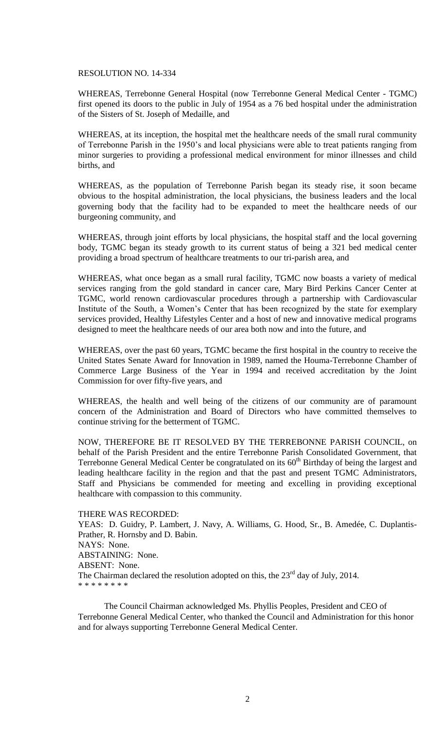RESOLUTION NO. 14-334

WHEREAS, Terrebonne General Hospital (now Terrebonne General Medical Center - TGMC) first opened its doors to the public in July of 1954 as a 76 bed hospital under the administration of the Sisters of St. Joseph of Medaille, and

WHEREAS, at its inception, the hospital met the healthcare needs of the small rural community of Terrebonne Parish in the 1950's and local physicians were able to treat patients ranging from minor surgeries to providing a professional medical environment for minor illnesses and child births, and

WHEREAS, as the population of Terrebonne Parish began its steady rise, it soon became obvious to the hospital administration, the local physicians, the business leaders and the local governing body that the facility had to be expanded to meet the healthcare needs of our burgeoning community, and

WHEREAS, through joint efforts by local physicians, the hospital staff and the local governing body, TGMC began its steady growth to its current status of being a 321 bed medical center providing a broad spectrum of healthcare treatments to our tri-parish area, and

WHEREAS, what once began as a small rural facility, TGMC now boasts a variety of medical services ranging from the gold standard in cancer care, Mary Bird Perkins Cancer Center at TGMC, world renown cardiovascular procedures through a partnership with Cardiovascular Institute of the South, a Women's Center that has been recognized by the state for exemplary services provided, Healthy Lifestyles Center and a host of new and innovative medical programs designed to meet the healthcare needs of our area both now and into the future, and

WHEREAS, over the past 60 years, TGMC became the first hospital in the country to receive the United States Senate Award for Innovation in 1989, named the Houma-Terrebonne Chamber of Commerce Large Business of the Year in 1994 and received accreditation by the Joint Commission for over fifty-five years, and

WHEREAS, the health and well being of the citizens of our community are of paramount concern of the Administration and Board of Directors who have committed themselves to continue striving for the betterment of TGMC.

NOW, THEREFORE BE IT RESOLVED BY THE TERREBONNE PARISH COUNCIL, on behalf of the Parish President and the entire Terrebonne Parish Consolidated Government, that Terrebonne General Medical Center be congratulated on its 60th Birthday of being the largest and leading healthcare facility in the region and that the past and present TGMC Administrators, Staff and Physicians be commended for meeting and excelling in providing exceptional healthcare with compassion to this community.

THERE WAS RECORDED:
YEAS: D. Guidry, P. Lambert, J. Navy, A. Williams, G. Hood, Sr., B. Amedée, C. Duplantis-Prather, R. Hornsby and D. Babin.
NAYS: None.
ABSTAINING: None.
ABSENT: None.
The Chairman declared the resolution adopted on this, the 23rd day of July, 2014.
* * * * * * * *

The Council Chairman acknowledged Ms. Phyllis Peoples, President and CEO of Terrebonne General Medical Center, who thanked the Council and Administration for this honor and for always supporting Terrebonne General Medical Center.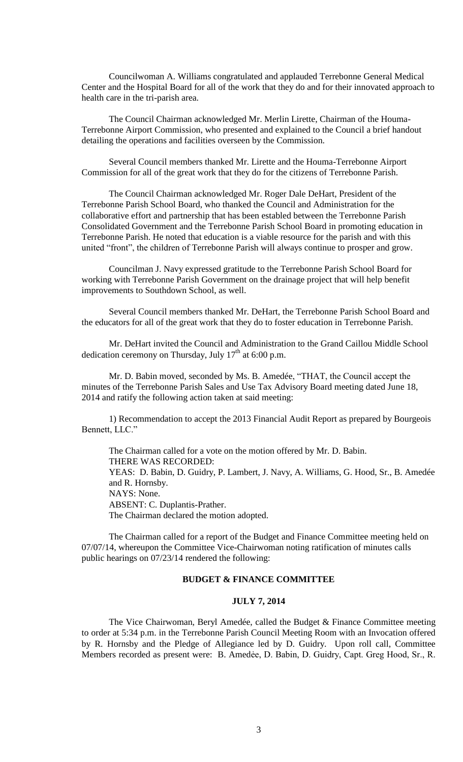Councilwoman A. Williams congratulated and applauded Terrebonne General Medical Center and the Hospital Board for all of the work that they do and for their innovated approach to health care in the tri-parish area.

The Council Chairman acknowledged Mr. Merlin Lirette, Chairman of the Houma-Terrebonne Airport Commission, who presented and explained to the Council a brief handout detailing the operations and facilities overseen by the Commission.

Several Council members thanked Mr. Lirette and the Houma-Terrebonne Airport Commission for all of the great work that they do for the citizens of Terrebonne Parish.

The Council Chairman acknowledged Mr. Roger Dale DeHart, President of the Terrebonne Parish School Board, who thanked the Council and Administration for the collaborative effort and partnership that has been establed between the Terrebonne Parish Consolidated Government and the Terrebonne Parish School Board in promoting education in Terrebonne Parish. He noted that education is a viable resource for the parish and with this united "front", the children of Terrebonne Parish will always continue to prosper and grow.

Councilman J. Navy expressed gratitude to the Terrebonne Parish School Board for working with Terrebonne Parish Government on the drainage project that will help benefit improvements to Southdown School, as well.

Several Council members thanked Mr. DeHart, the Terrebonne Parish School Board and the educators for all of the great work that they do to foster education in Terrebonne Parish.

Mr. DeHart invited the Council and Administration to the Grand Caillou Middle School dedication ceremony on Thursday, July 17th at 6:00 p.m.

Mr. D. Babin moved, seconded by Ms. B. Amedée, "THAT, the Council accept the minutes of the Terrebonne Parish Sales and Use Tax Advisory Board meeting dated June 18, 2014 and ratify the following action taken at said meeting:

1) Recommendation to accept the 2013 Financial Audit Report as prepared by Bourgeois Bennett, LLC."

The Chairman called for a vote on the motion offered by Mr. D. Babin.
THERE WAS RECORDED:
YEAS: D. Babin, D. Guidry, P. Lambert, J. Navy, A. Williams, G. Hood, Sr., B. Amedée and R. Hornsby.
NAYS: None.
ABSENT: C. Duplantis-Prather.
The Chairman declared the motion adopted.

The Chairman called for a report of the Budget and Finance Committee meeting held on 07/07/14, whereupon the Committee Vice-Chairwoman noting ratification of minutes calls public hearings on 07/23/14 rendered the following:

## BUDGET & FINANCE COMMITTEE

## JULY 7, 2014

The Vice Chairwoman, Beryl Amedée, called the Budget & Finance Committee meeting to order at 5:34 p.m. in the Terrebonne Parish Council Meeting Room with an Invocation offered by R. Hornsby and the Pledge of Allegiance led by D. Guidry. Upon roll call, Committee Members recorded as present were: B. Amedèe, D. Babin, D. Guidry, Capt. Greg Hood, Sr., R.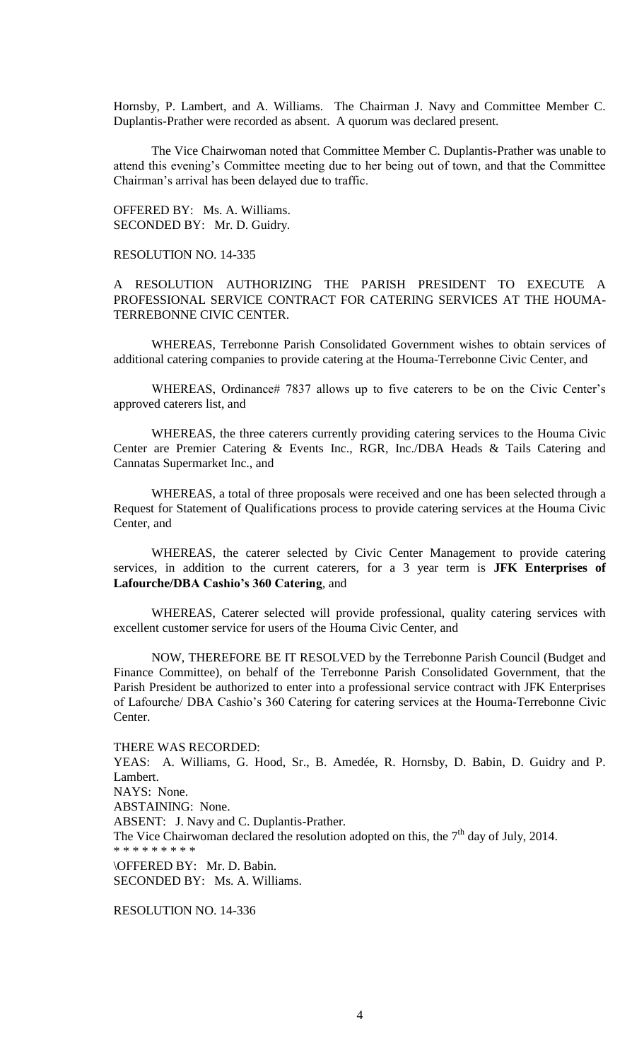Hornsby, P. Lambert, and A. Williams. The Chairman J. Navy and Committee Member C. Duplantis-Prather were recorded as absent. A quorum was declared present.

The Vice Chairwoman noted that Committee Member C. Duplantis-Prather was unable to attend this evening's Committee meeting due to her being out of town, and that the Committee Chairman's arrival has been delayed due to traffic.

OFFERED BY: Ms. A. Williams.
SECONDED BY: Mr. D. Guidry.

RESOLUTION NO. 14-335

A RESOLUTION AUTHORIZING THE PARISH PRESIDENT TO EXECUTE A PROFESSIONAL SERVICE CONTRACT FOR CATERING SERVICES AT THE HOUMA-TERREBONNE CIVIC CENTER.

WHEREAS, Terrebonne Parish Consolidated Government wishes to obtain services of additional catering companies to provide catering at the Houma-Terrebonne Civic Center, and

WHEREAS, Ordinance# 7837 allows up to five caterers to be on the Civic Center's approved caterers list, and

WHEREAS, the three caterers currently providing catering services to the Houma Civic Center are Premier Catering & Events Inc., RGR, Inc./DBA Heads & Tails Catering and Cannatas Supermarket Inc., and

WHEREAS, a total of three proposals were received and one has been selected through a Request for Statement of Qualifications process to provide catering services at the Houma Civic Center, and

WHEREAS, the caterer selected by Civic Center Management to provide catering services, in addition to the current caterers, for a 3 year term is **JFK Enterprises of Lafourche/DBA Cashio's 360 Catering**, and

WHEREAS, Caterer selected will provide professional, quality catering services with excellent customer service for users of the Houma Civic Center, and

NOW, THEREFORE BE IT RESOLVED by the Terrebonne Parish Council (Budget and Finance Committee), on behalf of the Terrebonne Parish Consolidated Government, that the Parish President be authorized to enter into a professional service contract with JFK Enterprises of Lafourche/ DBA Cashio's 360 Catering for catering services at the Houma-Terrebonne Civic Center.

THERE WAS RECORDED:
YEAS: A. Williams, G. Hood, Sr., B. Amedée, R. Hornsby, D. Babin, D. Guidry and P. Lambert.
NAYS: None.
ABSTAINING: None.
ABSENT: J. Navy and C. Duplantis-Prather.
The Vice Chairwoman declared the resolution adopted on this, the 7th day of July, 2014.
* * * * * * * * *
\OFFERED BY: Mr. D. Babin.
SECONDED BY: Ms. A. Williams.

RESOLUTION NO. 14-336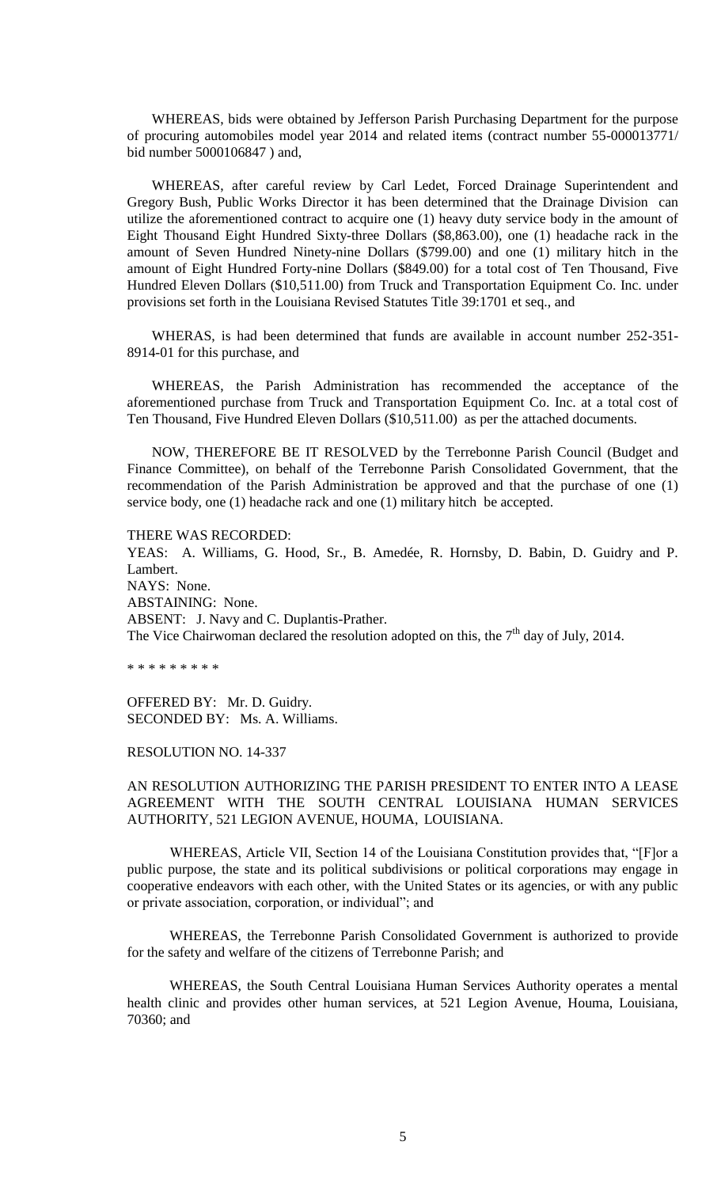WHEREAS, bids were obtained by Jefferson Parish Purchasing Department for the purpose of procuring automobiles model year 2014 and related items (contract number 55-000013771/ bid number 5000106847 ) and,

WHEREAS, after careful review by Carl Ledet, Forced Drainage Superintendent and Gregory Bush, Public Works Director it has been determined that the Drainage Division can utilize the aforementioned contract to acquire one (1) heavy duty service body in the amount of Eight Thousand Eight Hundred Sixty-three Dollars ($8,863.00), one (1) headache rack in the amount of Seven Hundred Ninety-nine Dollars ($799.00) and one (1) military hitch in the amount of Eight Hundred Forty-nine Dollars ($849.00) for a total cost of Ten Thousand, Five Hundred Eleven Dollars ($10,511.00) from Truck and Transportation Equipment Co. Inc. under provisions set forth in the Louisiana Revised Statutes Title 39:1701 et seq., and

WHERAS, is had been determined that funds are available in account number 252-351-8914-01 for this purchase, and

WHEREAS, the Parish Administration has recommended the acceptance of the aforementioned purchase from Truck and Transportation Equipment Co. Inc. at a total cost of Ten Thousand, Five Hundred Eleven Dollars ($10,511.00) as per the attached documents.

NOW, THEREFORE BE IT RESOLVED by the Terrebonne Parish Council (Budget and Finance Committee), on behalf of the Terrebonne Parish Consolidated Government, that the recommendation of the Parish Administration be approved and that the purchase of one (1) service body, one (1) headache rack and one (1) military hitch be accepted.

THERE WAS RECORDED:
YEAS: A. Williams, G. Hood, Sr., B. Amedée, R. Hornsby, D. Babin, D. Guidry and P. Lambert.
NAYS: None.
ABSTAINING: None.
ABSENT: J. Navy and C. Duplantis-Prather.
The Vice Chairwoman declared the resolution adopted on this, the 7th day of July, 2014.

* * * * * * * * *

OFFERED BY: Mr. D. Guidry.
SECONDED BY: Ms. A. Williams.

RESOLUTION NO. 14-337

AN RESOLUTION AUTHORIZING THE PARISH PRESIDENT TO ENTER INTO A LEASE AGREEMENT WITH THE SOUTH CENTRAL LOUISIANA HUMAN SERVICES AUTHORITY, 521 LEGION AVENUE, HOUMA, LOUISIANA.

WHEREAS, Article VII, Section 14 of the Louisiana Constitution provides that, "[F]or a public purpose, the state and its political subdivisions or political corporations may engage in cooperative endeavors with each other, with the United States or its agencies, or with any public or private association, corporation, or individual"; and

WHEREAS, the Terrebonne Parish Consolidated Government is authorized to provide for the safety and welfare of the citizens of Terrebonne Parish; and

WHEREAS, the South Central Louisiana Human Services Authority operates a mental health clinic and provides other human services, at 521 Legion Avenue, Houma, Louisiana, 70360; and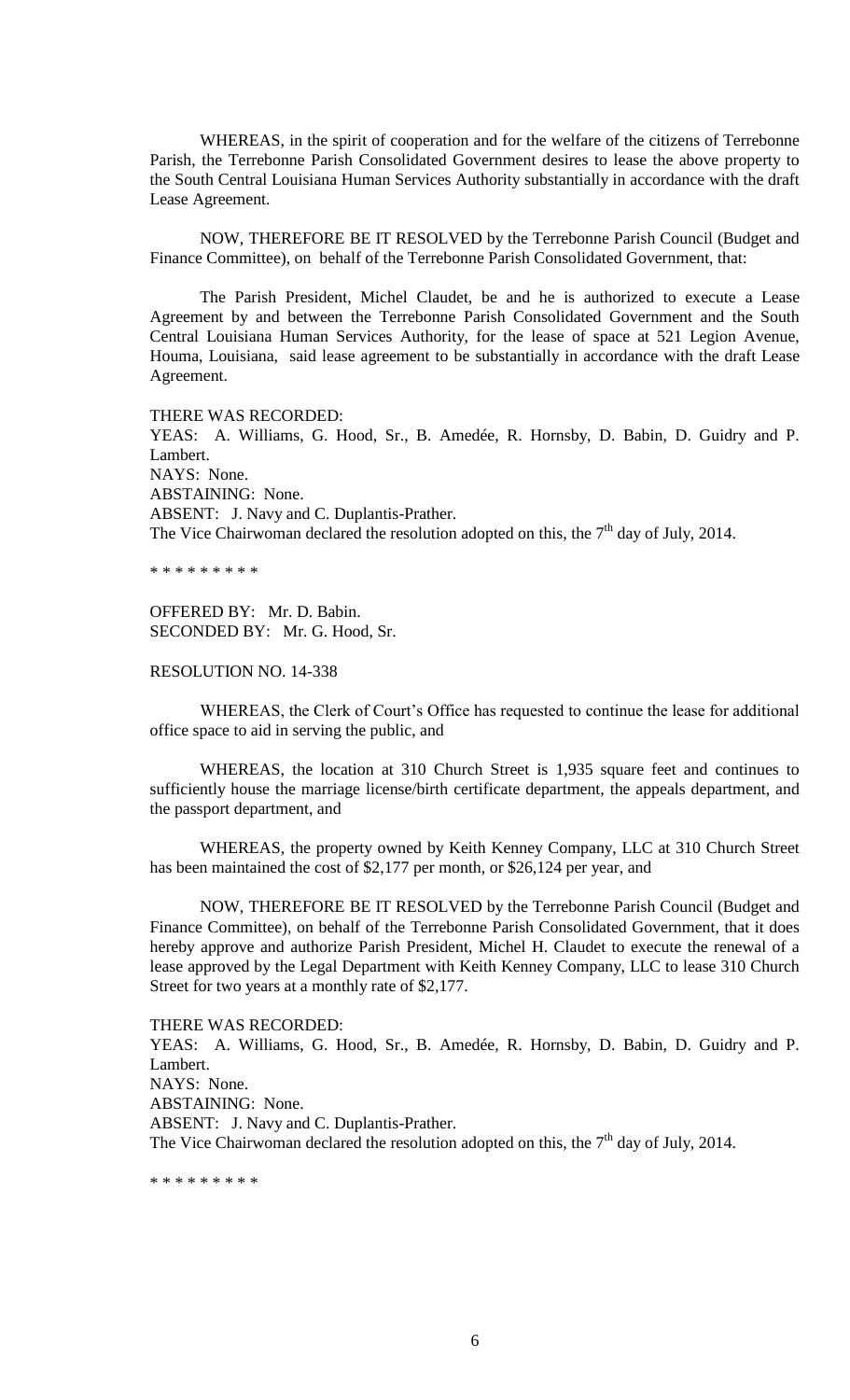WHEREAS, in the spirit of cooperation and for the welfare of the citizens of Terrebonne Parish, the Terrebonne Parish Consolidated Government desires to lease the above property to the South Central Louisiana Human Services Authority substantially in accordance with the draft Lease Agreement.

NOW, THEREFORE BE IT RESOLVED by the Terrebonne Parish Council (Budget and Finance Committee), on behalf of the Terrebonne Parish Consolidated Government, that:

The Parish President, Michel Claudet, be and he is authorized to execute a Lease Agreement by and between the Terrebonne Parish Consolidated Government and the South Central Louisiana Human Services Authority, for the lease of space at 521 Legion Avenue, Houma, Louisiana, said lease agreement to be substantially in accordance with the draft Lease Agreement.

THERE WAS RECORDED:
YEAS: A. Williams, G. Hood, Sr., B. Amedée, R. Hornsby, D. Babin, D. Guidry and P. Lambert.
NAYS: None.
ABSTAINING: None.
ABSENT: J. Navy and C. Duplantis-Prather.
The Vice Chairwoman declared the resolution adopted on this, the 7th day of July, 2014.

* * * * * * * * *

OFFERED BY: Mr. D. Babin.
SECONDED BY: Mr. G. Hood, Sr.

RESOLUTION NO. 14-338

WHEREAS, the Clerk of Court's Office has requested to continue the lease for additional office space to aid in serving the public, and

WHEREAS, the location at 310 Church Street is 1,935 square feet and continues to sufficiently house the marriage license/birth certificate department, the appeals department, and the passport department, and

WHEREAS, the property owned by Keith Kenney Company, LLC at 310 Church Street has been maintained the cost of $2,177 per month, or $26,124 per year, and

NOW, THEREFORE BE IT RESOLVED by the Terrebonne Parish Council (Budget and Finance Committee), on behalf of the Terrebonne Parish Consolidated Government, that it does hereby approve and authorize Parish President, Michel H. Claudet to execute the renewal of a lease approved by the Legal Department with Keith Kenney Company, LLC to lease 310 Church Street for two years at a monthly rate of $2,177.

THERE WAS RECORDED:
YEAS: A. Williams, G. Hood, Sr., B. Amedée, R. Hornsby, D. Babin, D. Guidry and P. Lambert.
NAYS: None.
ABSTAINING: None.
ABSENT: J. Navy and C. Duplantis-Prather.
The Vice Chairwoman declared the resolution adopted on this, the 7th day of July, 2014.

* * * * * * * * *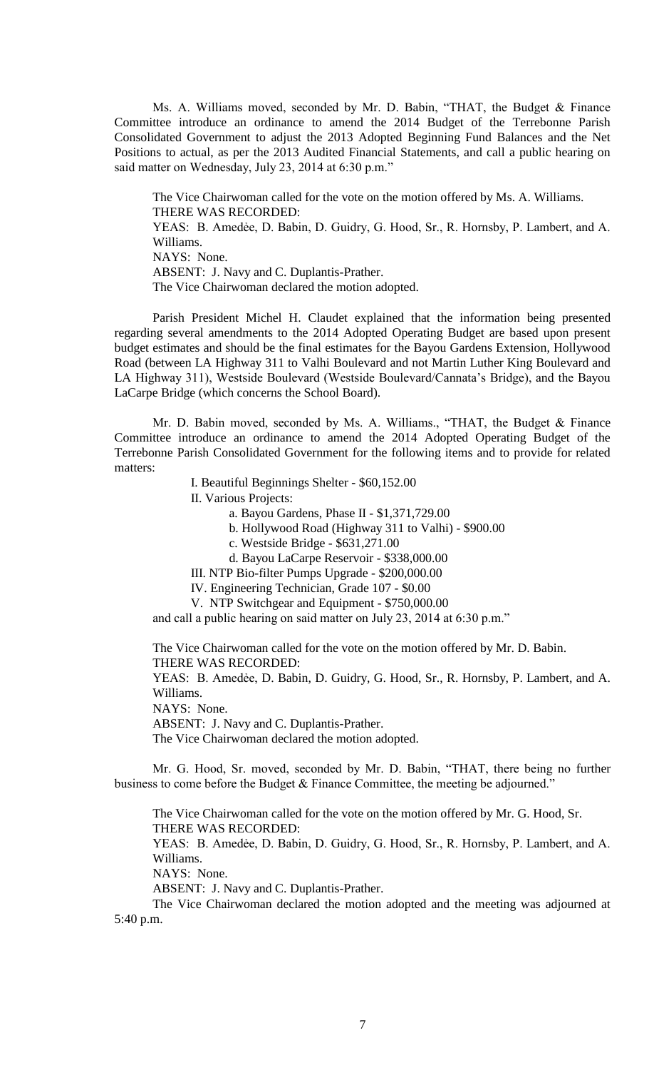Ms. A. Williams moved, seconded by Mr. D. Babin, "THAT, the Budget & Finance Committee introduce an ordinance to amend the 2014 Budget of the Terrebonne Parish Consolidated Government to adjust the 2013 Adopted Beginning Fund Balances and the Net Positions to actual, as per the 2013 Audited Financial Statements, and call a public hearing on said matter on Wednesday, July 23, 2014 at 6:30 p.m."

The Vice Chairwoman called for the vote on the motion offered by Ms. A. Williams.
THERE WAS RECORDED:
YEAS: B. Amedèe, D. Babin, D. Guidry, G. Hood, Sr., R. Hornsby, P. Lambert, and A. Williams.
NAYS: None.
ABSENT: J. Navy and C. Duplantis-Prather.
The Vice Chairwoman declared the motion adopted.

Parish President Michel H. Claudet explained that the information being presented regarding several amendments to the 2014 Adopted Operating Budget are based upon present budget estimates and should be the final estimates for the Bayou Gardens Extension, Hollywood Road (between LA Highway 311 to Valhi Boulevard and not Martin Luther King Boulevard and LA Highway 311), Westside Boulevard (Westside Boulevard/Cannata's Bridge), and the Bayou LaCarpe Bridge (which concerns the School Board).

Mr. D. Babin moved, seconded by Ms. A. Williams., "THAT, the Budget & Finance Committee introduce an ordinance to amend the 2014 Adopted Operating Budget of the Terrebonne Parish Consolidated Government for the following items and to provide for related matters:

I. Beautiful Beginnings Shelter - $60,152.00

II. Various Projects:

a. Bayou Gardens, Phase II - $1,371,729.00

b. Hollywood Road (Highway 311 to Valhi) - $900.00

c. Westside Bridge - $631,271.00

d. Bayou LaCarpe Reservoir - $338,000.00

III. NTP Bio-filter Pumps Upgrade - $200,000.00

IV. Engineering Technician, Grade 107 - $0.00

V. NTP Switchgear and Equipment - $750,000.00

and call a public hearing on said matter on July 23, 2014 at 6:30 p.m."

The Vice Chairwoman called for the vote on the motion offered by Mr. D. Babin.
THERE WAS RECORDED:
YEAS: B. Amedèe, D. Babin, D. Guidry, G. Hood, Sr., R. Hornsby, P. Lambert, and A. Williams.
NAYS: None.
ABSENT: J. Navy and C. Duplantis-Prather.
The Vice Chairwoman declared the motion adopted.

Mr. G. Hood, Sr. moved, seconded by Mr. D. Babin, "THAT, there being no further business to come before the Budget & Finance Committee, the meeting be adjourned."

The Vice Chairwoman called for the vote on the motion offered by Mr. G. Hood, Sr.
THERE WAS RECORDED:
YEAS: B. Amedèe, D. Babin, D. Guidry, G. Hood, Sr., R. Hornsby, P. Lambert, and A. Williams.
NAYS: None.
ABSENT: J. Navy and C. Duplantis-Prather.
The Vice Chairwoman declared the motion adopted and the meeting was adjourned at 5:40 p.m.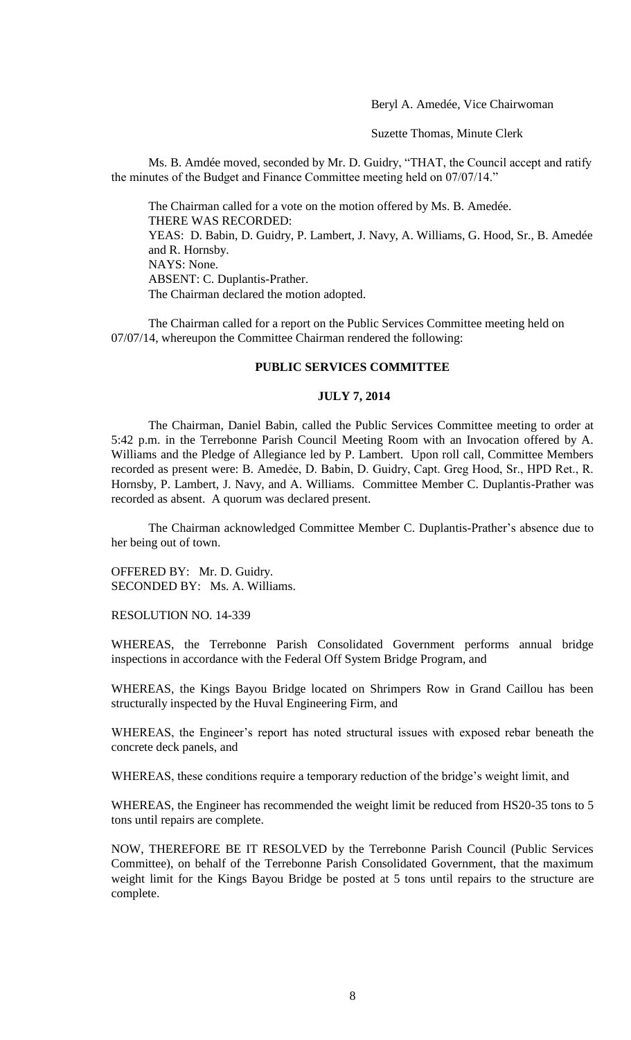Beryl A. Amedée, Vice Chairwoman

Suzette Thomas, Minute Clerk

Ms. B. Amdée moved, seconded by Mr. D. Guidry, "THAT, the Council accept and ratify the minutes of the Budget and Finance Committee meeting held on 07/07/14."

The Chairman called for a vote on the motion offered by Ms. B. Amedée.
THERE WAS RECORDED:
YEAS: D. Babin, D. Guidry, P. Lambert, J. Navy, A. Williams, G. Hood, Sr., B. Amedée and R. Hornsby.
NAYS: None.
ABSENT: C. Duplantis-Prather.
The Chairman declared the motion adopted.

The Chairman called for a report on the Public Services Committee meeting held on 07/07/14, whereupon the Committee Chairman rendered the following:

## PUBLIC SERVICES COMMITTEE

### JULY 7, 2014

The Chairman, Daniel Babin, called the Public Services Committee meeting to order at 5:42 p.m. in the Terrebonne Parish Council Meeting Room with an Invocation offered by A. Williams and the Pledge of Allegiance led by P. Lambert. Upon roll call, Committee Members recorded as present were: B. Amedèe, D. Babin, D. Guidry, Capt. Greg Hood, Sr., HPD Ret., R. Hornsby, P. Lambert, J. Navy, and A. Williams. Committee Member C. Duplantis-Prather was recorded as absent. A quorum was declared present.

The Chairman acknowledged Committee Member C. Duplantis-Prather's absence due to her being out of town.

OFFERED BY: Mr. D. Guidry.
SECONDED BY: Ms. A. Williams.

RESOLUTION NO. 14-339

WHEREAS, the Terrebonne Parish Consolidated Government performs annual bridge inspections in accordance with the Federal Off System Bridge Program, and

WHEREAS, the Kings Bayou Bridge located on Shrimpers Row in Grand Caillou has been structurally inspected by the Huval Engineering Firm, and

WHEREAS, the Engineer's report has noted structural issues with exposed rebar beneath the concrete deck panels, and

WHEREAS, these conditions require a temporary reduction of the bridge's weight limit, and

WHEREAS, the Engineer has recommended the weight limit be reduced from HS20-35 tons to 5 tons until repairs are complete.

NOW, THEREFORE BE IT RESOLVED by the Terrebonne Parish Council (Public Services Committee), on behalf of the Terrebonne Parish Consolidated Government, that the maximum weight limit for the Kings Bayou Bridge be posted at 5 tons until repairs to the structure are complete.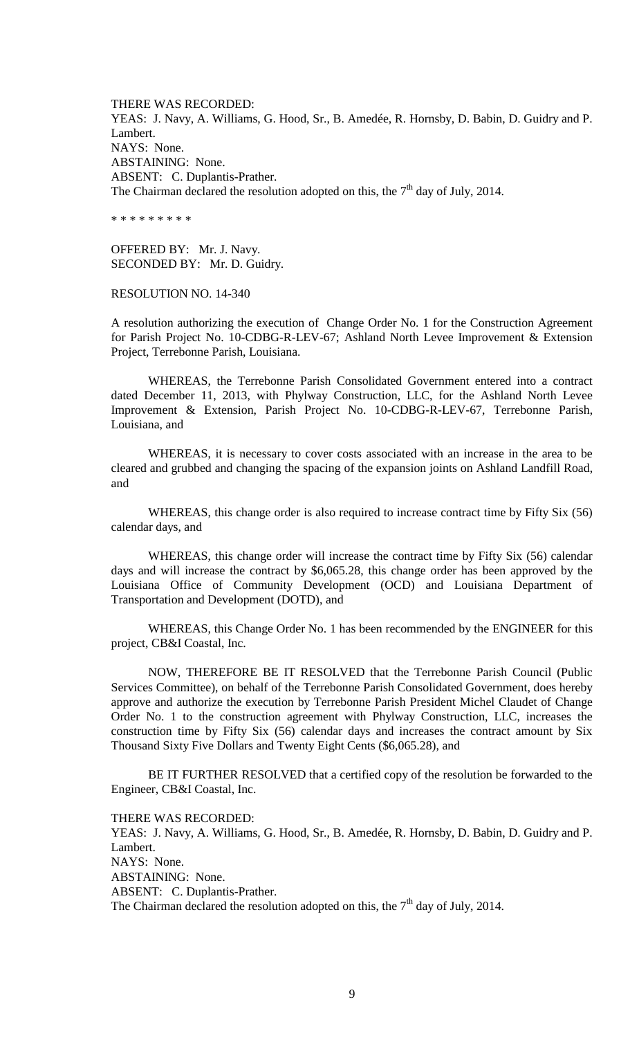THERE WAS RECORDED:
YEAS: J. Navy, A. Williams, G. Hood, Sr., B. Amedée, R. Hornsby, D. Babin, D. Guidry and P. Lambert.
NAYS: None.
ABSTAINING: None.
ABSENT: C. Duplantis-Prather.
The Chairman declared the resolution adopted on this, the 7th day of July, 2014.

* * * * * * * * *

OFFERED BY: Mr. J. Navy.
SECONDED BY: Mr. D. Guidry.

RESOLUTION NO. 14-340

A resolution authorizing the execution of Change Order No. 1 for the Construction Agreement for Parish Project No. 10-CDBG-R-LEV-67; Ashland North Levee Improvement & Extension Project, Terrebonne Parish, Louisiana.

WHEREAS, the Terrebonne Parish Consolidated Government entered into a contract dated December 11, 2013, with Phylway Construction, LLC, for the Ashland North Levee Improvement & Extension, Parish Project No. 10-CDBG-R-LEV-67, Terrebonne Parish, Louisiana, and

WHEREAS, it is necessary to cover costs associated with an increase in the area to be cleared and grubbed and changing the spacing of the expansion joints on Ashland Landfill Road, and

WHEREAS, this change order is also required to increase contract time by Fifty Six (56) calendar days, and

WHEREAS, this change order will increase the contract time by Fifty Six (56) calendar days and will increase the contract by $6,065.28, this change order has been approved by the Louisiana Office of Community Development (OCD) and Louisiana Department of Transportation and Development (DOTD), and

WHEREAS, this Change Order No. 1 has been recommended by the ENGINEER for this project, CB&I Coastal, Inc.

NOW, THEREFORE BE IT RESOLVED that the Terrebonne Parish Council (Public Services Committee), on behalf of the Terrebonne Parish Consolidated Government, does hereby approve and authorize the execution by Terrebonne Parish President Michel Claudet of Change Order No. 1 to the construction agreement with Phylway Construction, LLC, increases the construction time by Fifty Six (56) calendar days and increases the contract amount by Six Thousand Sixty Five Dollars and Twenty Eight Cents ($6,065.28), and

BE IT FURTHER RESOLVED that a certified copy of the resolution be forwarded to the Engineer, CB&I Coastal, Inc.

THERE WAS RECORDED:
YEAS: J. Navy, A. Williams, G. Hood, Sr., B. Amedée, R. Hornsby, D. Babin, D. Guidry and P. Lambert.
NAYS: None.
ABSTAINING: None.
ABSENT: C. Duplantis-Prather.
The Chairman declared the resolution adopted on this, the 7th day of July, 2014.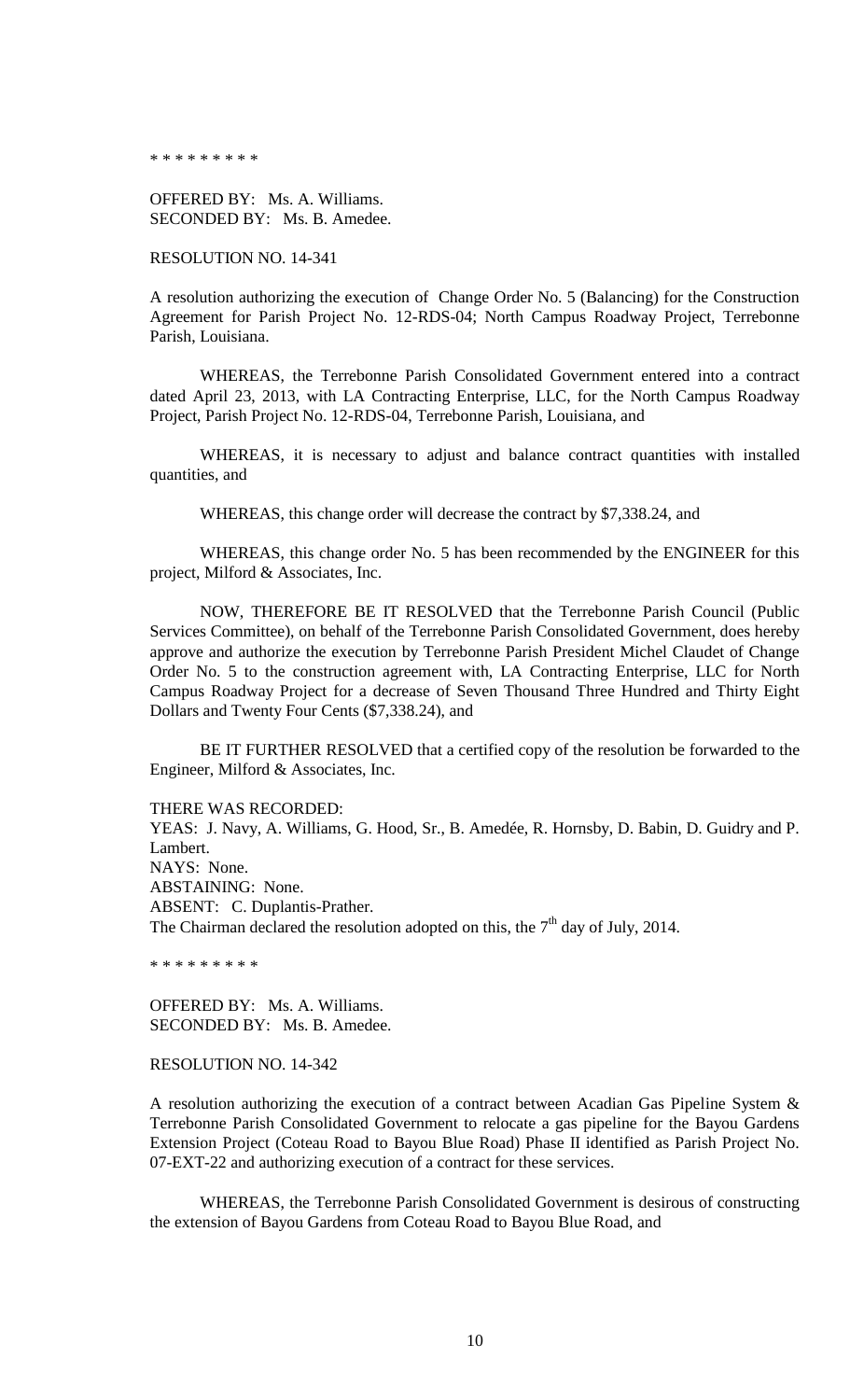\* \* \* \* \* \* \* \* \*

OFFERED BY: Ms. A. Williams.
SECONDED BY: Ms. B. Amedee.

RESOLUTION NO. 14-341

A resolution authorizing the execution of Change Order No. 5 (Balancing) for the Construction Agreement for Parish Project No. 12-RDS-04; North Campus Roadway Project, Terrebonne Parish, Louisiana.

WHEREAS, the Terrebonne Parish Consolidated Government entered into a contract dated April 23, 2013, with LA Contracting Enterprise, LLC, for the North Campus Roadway Project, Parish Project No. 12-RDS-04, Terrebonne Parish, Louisiana, and

WHEREAS, it is necessary to adjust and balance contract quantities with installed quantities, and

WHEREAS, this change order will decrease the contract by $7,338.24, and

WHEREAS, this change order No. 5 has been recommended by the ENGINEER for this project, Milford & Associates, Inc.

NOW, THEREFORE BE IT RESOLVED that the Terrebonne Parish Council (Public Services Committee), on behalf of the Terrebonne Parish Consolidated Government, does hereby approve and authorize the execution by Terrebonne Parish President Michel Claudet of Change Order No. 5 to the construction agreement with, LA Contracting Enterprise, LLC for North Campus Roadway Project for a decrease of Seven Thousand Three Hundred and Thirty Eight Dollars and Twenty Four Cents ($7,338.24), and

BE IT FURTHER RESOLVED that a certified copy of the resolution be forwarded to the Engineer, Milford & Associates, Inc.

THERE WAS RECORDED:
YEAS: J. Navy, A. Williams, G. Hood, Sr., B. Amedée, R. Hornsby, D. Babin, D. Guidry and P. Lambert.
NAYS: None.
ABSTAINING: None.
ABSENT: C. Duplantis-Prather.
The Chairman declared the resolution adopted on this, the 7th day of July, 2014.

\* \* \* \* \* \* \* \* \*

OFFERED BY: Ms. A. Williams.
SECONDED BY: Ms. B. Amedee.

RESOLUTION NO. 14-342

A resolution authorizing the execution of a contract between Acadian Gas Pipeline System & Terrebonne Parish Consolidated Government to relocate a gas pipeline for the Bayou Gardens Extension Project (Coteau Road to Bayou Blue Road) Phase II identified as Parish Project No. 07-EXT-22 and authorizing execution of a contract for these services.

WHEREAS, the Terrebonne Parish Consolidated Government is desirous of constructing the extension of Bayou Gardens from Coteau Road to Bayou Blue Road, and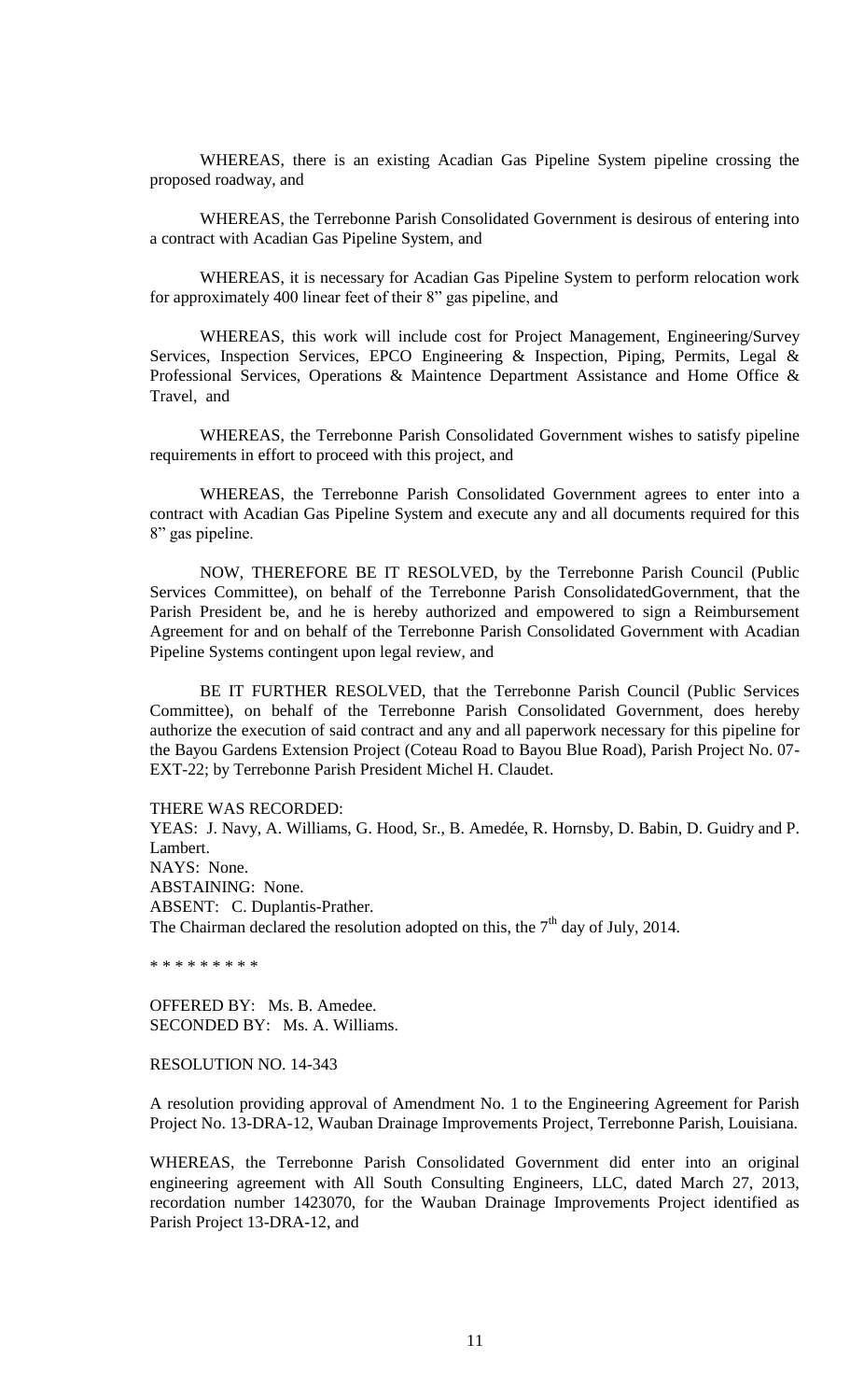WHEREAS, there is an existing Acadian Gas Pipeline System pipeline crossing the proposed roadway, and

WHEREAS, the Terrebonne Parish Consolidated Government is desirous of entering into a contract with Acadian Gas Pipeline System, and

WHEREAS, it is necessary for Acadian Gas Pipeline System to perform relocation work for approximately 400 linear feet of their 8" gas pipeline, and

WHEREAS, this work will include cost for Project Management, Engineering/Survey Services, Inspection Services, EPCO Engineering & Inspection, Piping, Permits, Legal & Professional Services, Operations & Maintence Department Assistance and Home Office & Travel, and

WHEREAS, the Terrebonne Parish Consolidated Government wishes to satisfy pipeline requirements in effort to proceed with this project, and

WHEREAS, the Terrebonne Parish Consolidated Government agrees to enter into a contract with Acadian Gas Pipeline System and execute any and all documents required for this 8" gas pipeline.

NOW, THEREFORE BE IT RESOLVED, by the Terrebonne Parish Council (Public Services Committee), on behalf of the Terrebonne Parish ConsolidatedGovernment, that the Parish President be, and he is hereby authorized and empowered to sign a Reimbursement Agreement for and on behalf of the Terrebonne Parish Consolidated Government with Acadian Pipeline Systems contingent upon legal review, and

BE IT FURTHER RESOLVED, that the Terrebonne Parish Council (Public Services Committee), on behalf of the Terrebonne Parish Consolidated Government, does hereby authorize the execution of said contract and any and all paperwork necessary for this pipeline for the Bayou Gardens Extension Project (Coteau Road to Bayou Blue Road), Parish Project No. 07-EXT-22; by Terrebonne Parish President Michel H. Claudet.

THERE WAS RECORDED:
YEAS: J. Navy, A. Williams, G. Hood, Sr., B. Amedée, R. Hornsby, D. Babin, D. Guidry and P. Lambert.
NAYS: None.
ABSTAINING: None.
ABSENT: C. Duplantis-Prather.
The Chairman declared the resolution adopted on this, the 7th day of July, 2014.

\* \* \* \* \* \* \* \* \*

OFFERED BY: Ms. B. Amedee.
SECONDED BY: Ms. A. Williams.

RESOLUTION NO. 14-343

A resolution providing approval of Amendment No. 1 to the Engineering Agreement for Parish Project No. 13-DRA-12, Wauban Drainage Improvements Project, Terrebonne Parish, Louisiana.

WHEREAS, the Terrebonne Parish Consolidated Government did enter into an original engineering agreement with All South Consulting Engineers, LLC, dated March 27, 2013, recordation number 1423070, for the Wauban Drainage Improvements Project identified as Parish Project 13-DRA-12, and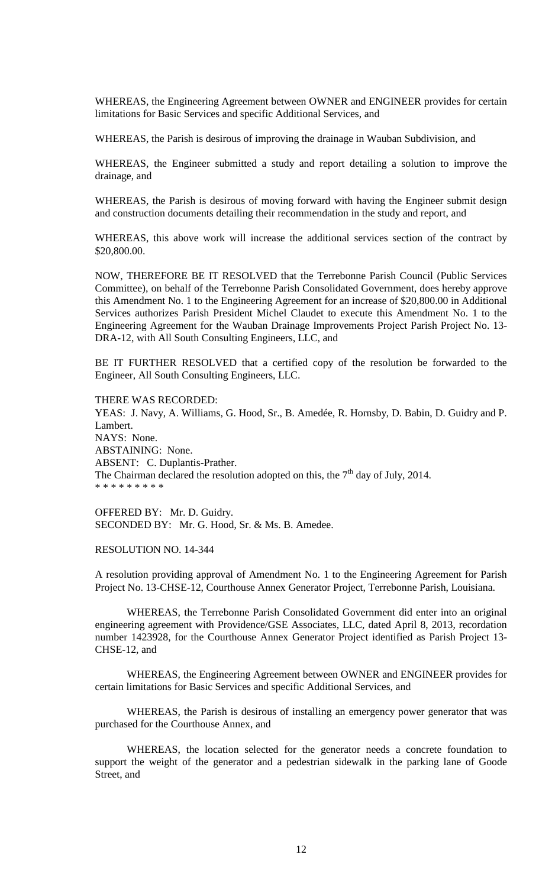WHEREAS, the Engineering Agreement between OWNER and ENGINEER provides for certain limitations for Basic Services and specific Additional Services, and

WHEREAS, the Parish is desirous of improving the drainage in Wauban Subdivision, and

WHEREAS, the Engineer submitted a study and report detailing a solution to improve the drainage, and

WHEREAS, the Parish is desirous of moving forward with having the Engineer submit design and construction documents detailing their recommendation in the study and report, and

WHEREAS, this above work will increase the additional services section of the contract by $20,800.00.

NOW, THEREFORE BE IT RESOLVED that the Terrebonne Parish Council (Public Services Committee), on behalf of the Terrebonne Parish Consolidated Government, does hereby approve this Amendment No. 1 to the Engineering Agreement for an increase of $20,800.00 in Additional Services authorizes Parish President Michel Claudet to execute this Amendment No. 1 to the Engineering Agreement for the Wauban Drainage Improvements Project Parish Project No. 13-DRA-12, with All South Consulting Engineers, LLC, and

BE IT FURTHER RESOLVED that a certified copy of the resolution be forwarded to the Engineer, All South Consulting Engineers, LLC.

THERE WAS RECORDED:
YEAS: J. Navy, A. Williams, G. Hood, Sr., B. Amedée, R. Hornsby, D. Babin, D. Guidry and P. Lambert.
NAYS: None.
ABSTAINING: None.
ABSENT: C. Duplantis-Prather.
The Chairman declared the resolution adopted on this, the 7th day of July, 2014.
* * * * * * * * *

OFFERED BY: Mr. D. Guidry.
SECONDED BY: Mr. G. Hood, Sr. & Ms. B. Amedee.

RESOLUTION NO. 14-344

A resolution providing approval of Amendment No. 1 to the Engineering Agreement for Parish Project No. 13-CHSE-12, Courthouse Annex Generator Project, Terrebonne Parish, Louisiana.

WHEREAS, the Terrebonne Parish Consolidated Government did enter into an original engineering agreement with Providence/GSE Associates, LLC, dated April 8, 2013, recordation number 1423928, for the Courthouse Annex Generator Project identified as Parish Project 13-CHSE-12, and

WHEREAS, the Engineering Agreement between OWNER and ENGINEER provides for certain limitations for Basic Services and specific Additional Services, and

WHEREAS, the Parish is desirous of installing an emergency power generator that was purchased for the Courthouse Annex, and

WHEREAS, the location selected for the generator needs a concrete foundation to support the weight of the generator and a pedestrian sidewalk in the parking lane of Goode Street, and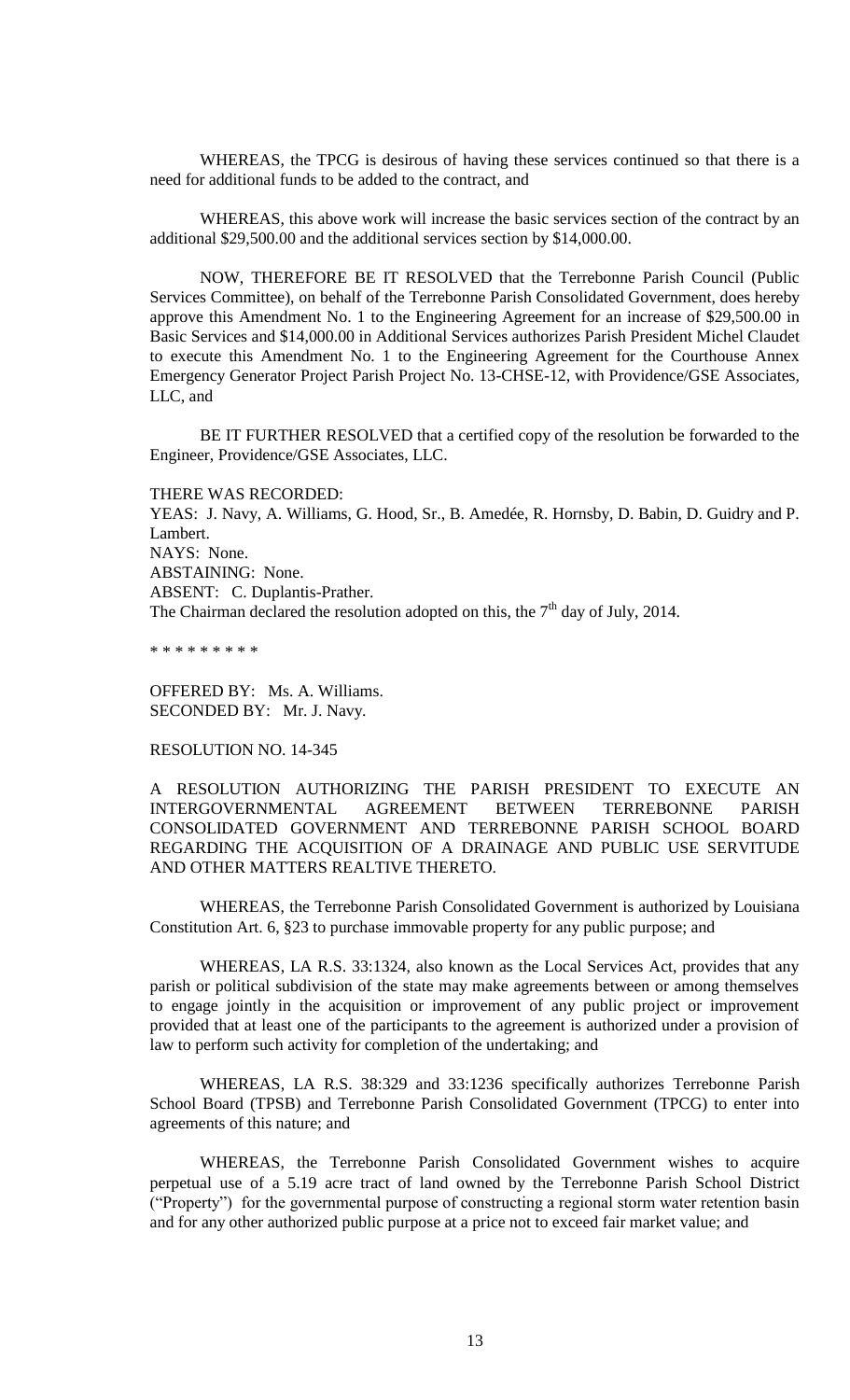WHEREAS, the TPCG is desirous of having these services continued so that there is a need for additional funds to be added to the contract, and

WHEREAS, this above work will increase the basic services section of the contract by an additional $29,500.00 and the additional services section by $14,000.00.

NOW, THEREFORE BE IT RESOLVED that the Terrebonne Parish Council (Public Services Committee), on behalf of the Terrebonne Parish Consolidated Government, does hereby approve this Amendment No. 1 to the Engineering Agreement for an increase of $29,500.00 in Basic Services and $14,000.00 in Additional Services authorizes Parish President Michel Claudet to execute this Amendment No. 1 to the Engineering Agreement for the Courthouse Annex Emergency Generator Project Parish Project No. 13-CHSE-12, with Providence/GSE Associates, LLC, and

BE IT FURTHER RESOLVED that a certified copy of the resolution be forwarded to the Engineer, Providence/GSE Associates, LLC.

THERE WAS RECORDED:
YEAS: J. Navy, A. Williams, G. Hood, Sr., B. Amedée, R. Hornsby, D. Babin, D. Guidry and P. Lambert.
NAYS: None.
ABSTAINING: None.
ABSENT: C. Duplantis-Prather.
The Chairman declared the resolution adopted on this, the 7th day of July, 2014.

\* \* \* \* \* \* \* \* \*

OFFERED BY: Ms. A. Williams.
SECONDED BY: Mr. J. Navy.

RESOLUTION NO. 14-345

A RESOLUTION AUTHORIZING THE PARISH PRESIDENT TO EXECUTE AN INTERGOVERNMENTAL AGREEMENT BETWEEN TERREBONNE PARISH CONSOLIDATED GOVERNMENT AND TERREBONNE PARISH SCHOOL BOARD REGARDING THE ACQUISITION OF A DRAINAGE AND PUBLIC USE SERVITUDE AND OTHER MATTERS REALTIVE THERETO.

WHEREAS, the Terrebonne Parish Consolidated Government is authorized by Louisiana Constitution Art. 6, §23 to purchase immovable property for any public purpose; and

WHEREAS, LA R.S. 33:1324, also known as the Local Services Act, provides that any parish or political subdivision of the state may make agreements between or among themselves to engage jointly in the acquisition or improvement of any public project or improvement provided that at least one of the participants to the agreement is authorized under a provision of law to perform such activity for completion of the undertaking; and

WHEREAS, LA R.S. 38:329 and 33:1236 specifically authorizes Terrebonne Parish School Board (TPSB) and Terrebonne Parish Consolidated Government (TPCG) to enter into agreements of this nature; and

WHEREAS, the Terrebonne Parish Consolidated Government wishes to acquire perpetual use of a 5.19 acre tract of land owned by the Terrebonne Parish School District ("Property") for the governmental purpose of constructing a regional storm water retention basin and for any other authorized public purpose at a price not to exceed fair market value; and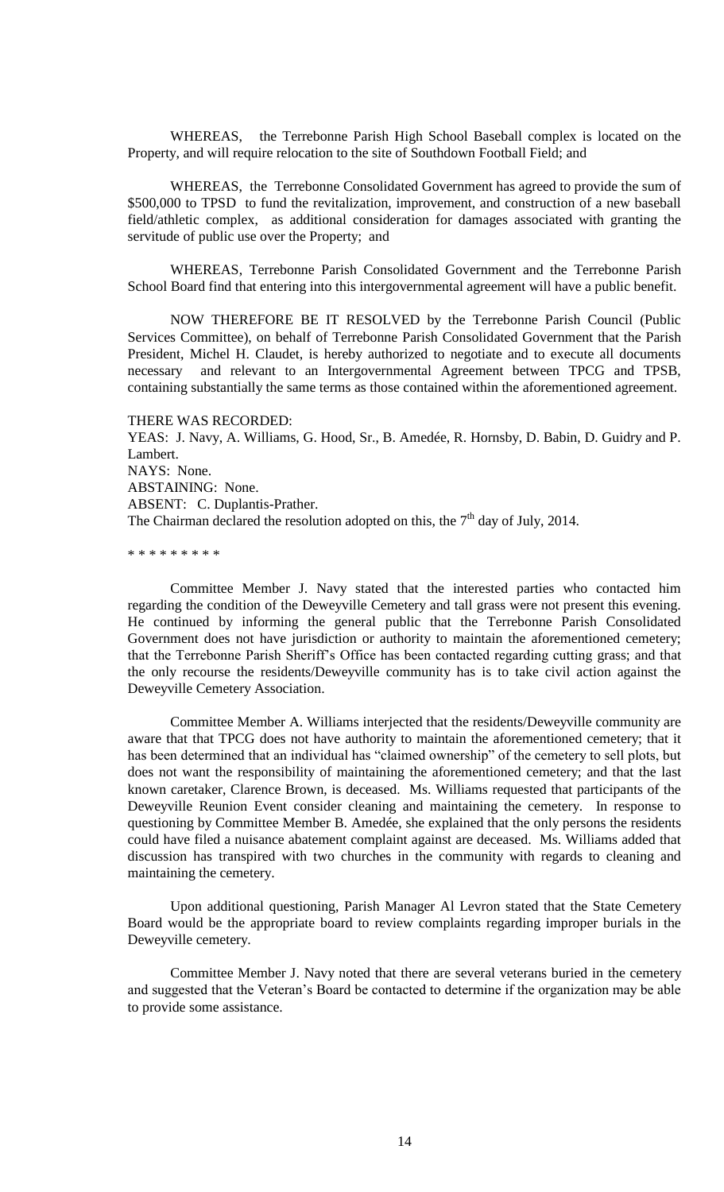WHEREAS, the Terrebonne Parish High School Baseball complex is located on the Property, and will require relocation to the site of Southdown Football Field; and

WHEREAS, the Terrebonne Consolidated Government has agreed to provide the sum of $500,000 to TPSD to fund the revitalization, improvement, and construction of a new baseball field/athletic complex, as additional consideration for damages associated with granting the servitude of public use over the Property; and

WHEREAS, Terrebonne Parish Consolidated Government and the Terrebonne Parish School Board find that entering into this intergovernmental agreement will have a public benefit.

NOW THEREFORE BE IT RESOLVED by the Terrebonne Parish Council (Public Services Committee), on behalf of Terrebonne Parish Consolidated Government that the Parish President, Michel H. Claudet, is hereby authorized to negotiate and to execute all documents necessary and relevant to an Intergovernmental Agreement between TPCG and TPSB, containing substantially the same terms as those contained within the aforementioned agreement.

THERE WAS RECORDED:
YEAS: J. Navy, A. Williams, G. Hood, Sr., B. Amedée, R. Hornsby, D. Babin, D. Guidry and P. Lambert.
NAYS: None.
ABSTAINING: None.
ABSENT: C. Duplantis-Prather.
The Chairman declared the resolution adopted on this, the 7th day of July, 2014.

\* \* \* \* \* \* \* \* \*

Committee Member J. Navy stated that the interested parties who contacted him regarding the condition of the Deweyville Cemetery and tall grass were not present this evening. He continued by informing the general public that the Terrebonne Parish Consolidated Government does not have jurisdiction or authority to maintain the aforementioned cemetery; that the Terrebonne Parish Sheriff's Office has been contacted regarding cutting grass; and that the only recourse the residents/Deweyville community has is to take civil action against the Deweyville Cemetery Association.

Committee Member A. Williams interjected that the residents/Deweyville community are aware that that TPCG does not have authority to maintain the aforementioned cemetery; that it has been determined that an individual has "claimed ownership" of the cemetery to sell plots, but does not want the responsibility of maintaining the aforementioned cemetery; and that the last known caretaker, Clarence Brown, is deceased. Ms. Williams requested that participants of the Deweyville Reunion Event consider cleaning and maintaining the cemetery. In response to questioning by Committee Member B. Amedée, she explained that the only persons the residents could have filed a nuisance abatement complaint against are deceased. Ms. Williams added that discussion has transpired with two churches in the community with regards to cleaning and maintaining the cemetery.

Upon additional questioning, Parish Manager Al Levron stated that the State Cemetery Board would be the appropriate board to review complaints regarding improper burials in the Deweyville cemetery.

Committee Member J. Navy noted that there are several veterans buried in the cemetery and suggested that the Veteran's Board be contacted to determine if the organization may be able to provide some assistance.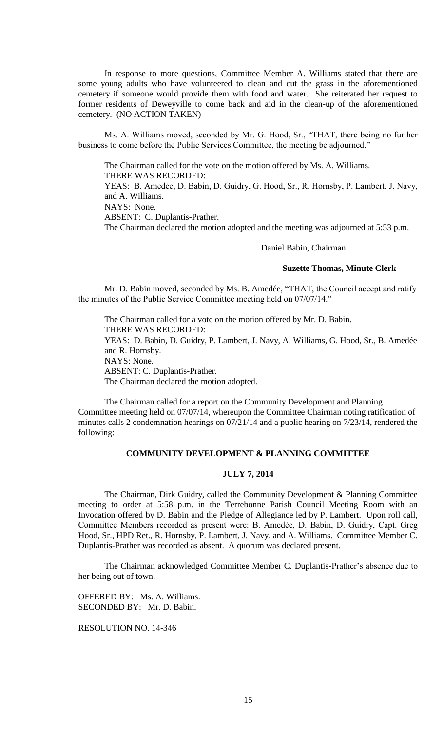In response to more questions, Committee Member A. Williams stated that there are some young adults who have volunteered to clean and cut the grass in the aforementioned cemetery if someone would provide them with food and water. She reiterated her request to former residents of Deweyville to come back and aid in the clean-up of the aforementioned cemetery. (NO ACTION TAKEN)

Ms. A. Williams moved, seconded by Mr. G. Hood, Sr., "THAT, there being no further business to come before the Public Services Committee, the meeting be adjourned."

The Chairman called for the vote on the motion offered by Ms. A. Williams.
THERE WAS RECORDED:
YEAS: B. Amedée, D. Babin, D. Guidry, G. Hood, Sr., R. Hornsby, P. Lambert, J. Navy, and A. Williams.
NAYS: None.
ABSENT: C. Duplantis-Prather.
The Chairman declared the motion adopted and the meeting was adjourned at 5:53 p.m.

Daniel Babin, Chairman

**Suzette Thomas, Minute Clerk**

Mr. D. Babin moved, seconded by Ms. B. Amedée, "THAT, the Council accept and ratify the minutes of the Public Service Committee meeting held on 07/07/14."

The Chairman called for a vote on the motion offered by Mr. D. Babin.
THERE WAS RECORDED:
YEAS: D. Babin, D. Guidry, P. Lambert, J. Navy, A. Williams, G. Hood, Sr., B. Amedée and R. Hornsby.
NAYS: None.
ABSENT: C. Duplantis-Prather.
The Chairman declared the motion adopted.

The Chairman called for a report on the Community Development and Planning Committee meeting held on 07/07/14, whereupon the Committee Chairman noting ratification of minutes calls 2 condemnation hearings on 07/21/14 and a public hearing on 7/23/14, rendered the following:

**COMMUNITY DEVELOPMENT & PLANNING COMMITTEE**

**JULY 7, 2014**

The Chairman, Dirk Guidry, called the Community Development & Planning Committee meeting to order at 5:58 p.m. in the Terrebonne Parish Council Meeting Room with an Invocation offered by D. Babin and the Pledge of Allegiance led by P. Lambert. Upon roll call, Committee Members recorded as present were: B. Amedée, D. Babin, D. Guidry, Capt. Greg Hood, Sr., HPD Ret., R. Hornsby, P. Lambert, J. Navy, and A. Williams. Committee Member C. Duplantis-Prather was recorded as absent. A quorum was declared present.

The Chairman acknowledged Committee Member C. Duplantis-Prather's absence due to her being out of town.

OFFERED BY: Ms. A. Williams.
SECONDED BY: Mr. D. Babin.

RESOLUTION NO. 14-346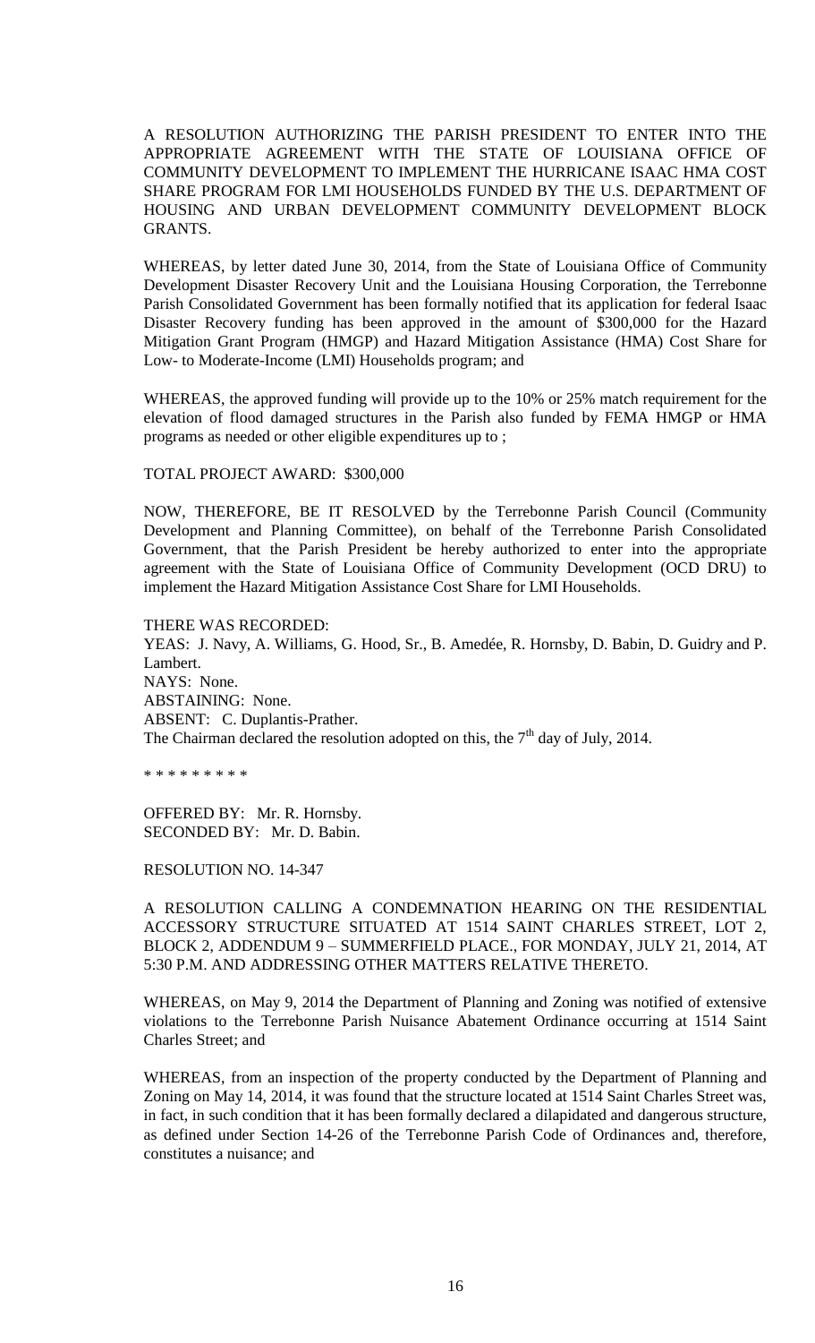A RESOLUTION AUTHORIZING THE PARISH PRESIDENT TO ENTER INTO THE APPROPRIATE AGREEMENT WITH THE STATE OF LOUISIANA OFFICE OF COMMUNITY DEVELOPMENT TO IMPLEMENT THE HURRICANE ISAAC HMA COST SHARE PROGRAM FOR LMI HOUSEHOLDS FUNDED BY THE U.S. DEPARTMENT OF HOUSING AND URBAN DEVELOPMENT COMMUNITY DEVELOPMENT BLOCK GRANTS.

WHEREAS, by letter dated June 30, 2014, from the State of Louisiana Office of Community Development Disaster Recovery Unit and the Louisiana Housing Corporation, the Terrebonne Parish Consolidated Government has been formally notified that its application for federal Isaac Disaster Recovery funding has been approved in the amount of $300,000 for the Hazard Mitigation Grant Program (HMGP) and Hazard Mitigation Assistance (HMA) Cost Share for Low- to Moderate-Income (LMI) Households program; and

WHEREAS, the approved funding will provide up to the 10% or 25% match requirement for the elevation of flood damaged structures in the Parish also funded by FEMA HMGP or HMA programs as needed or other eligible expenditures up to ;

TOTAL PROJECT AWARD: $300,000

NOW, THEREFORE, BE IT RESOLVED by the Terrebonne Parish Council (Community Development and Planning Committee), on behalf of the Terrebonne Parish Consolidated Government, that the Parish President be hereby authorized to enter into the appropriate agreement with the State of Louisiana Office of Community Development (OCD DRU) to implement the Hazard Mitigation Assistance Cost Share for LMI Households.

THERE WAS RECORDED:
YEAS: J. Navy, A. Williams, G. Hood, Sr., B. Amedée, R. Hornsby, D. Babin, D. Guidry and P. Lambert.
NAYS: None.
ABSTAINING: None.
ABSENT: C. Duplantis-Prather.
The Chairman declared the resolution adopted on this, the 7th day of July, 2014.

* * * * * * * * *

OFFERED BY: Mr. R. Hornsby.
SECONDED BY: Mr. D. Babin.

RESOLUTION NO. 14-347

A RESOLUTION CALLING A CONDEMNATION HEARING ON THE RESIDENTIAL ACCESSORY STRUCTURE SITUATED AT 1514 SAINT CHARLES STREET, LOT 2, BLOCK 2, ADDENDUM 9 – SUMMERFIELD PLACE., FOR MONDAY, JULY 21, 2014, AT 5:30 P.M. AND ADDRESSING OTHER MATTERS RELATIVE THERETO.

WHEREAS, on May 9, 2014 the Department of Planning and Zoning was notified of extensive violations to the Terrebonne Parish Nuisance Abatement Ordinance occurring at 1514 Saint Charles Street; and

WHEREAS, from an inspection of the property conducted by the Department of Planning and Zoning on May 14, 2014, it was found that the structure located at 1514 Saint Charles Street was, in fact, in such condition that it has been formally declared a dilapidated and dangerous structure, as defined under Section 14-26 of the Terrebonne Parish Code of Ordinances and, therefore, constitutes a nuisance; and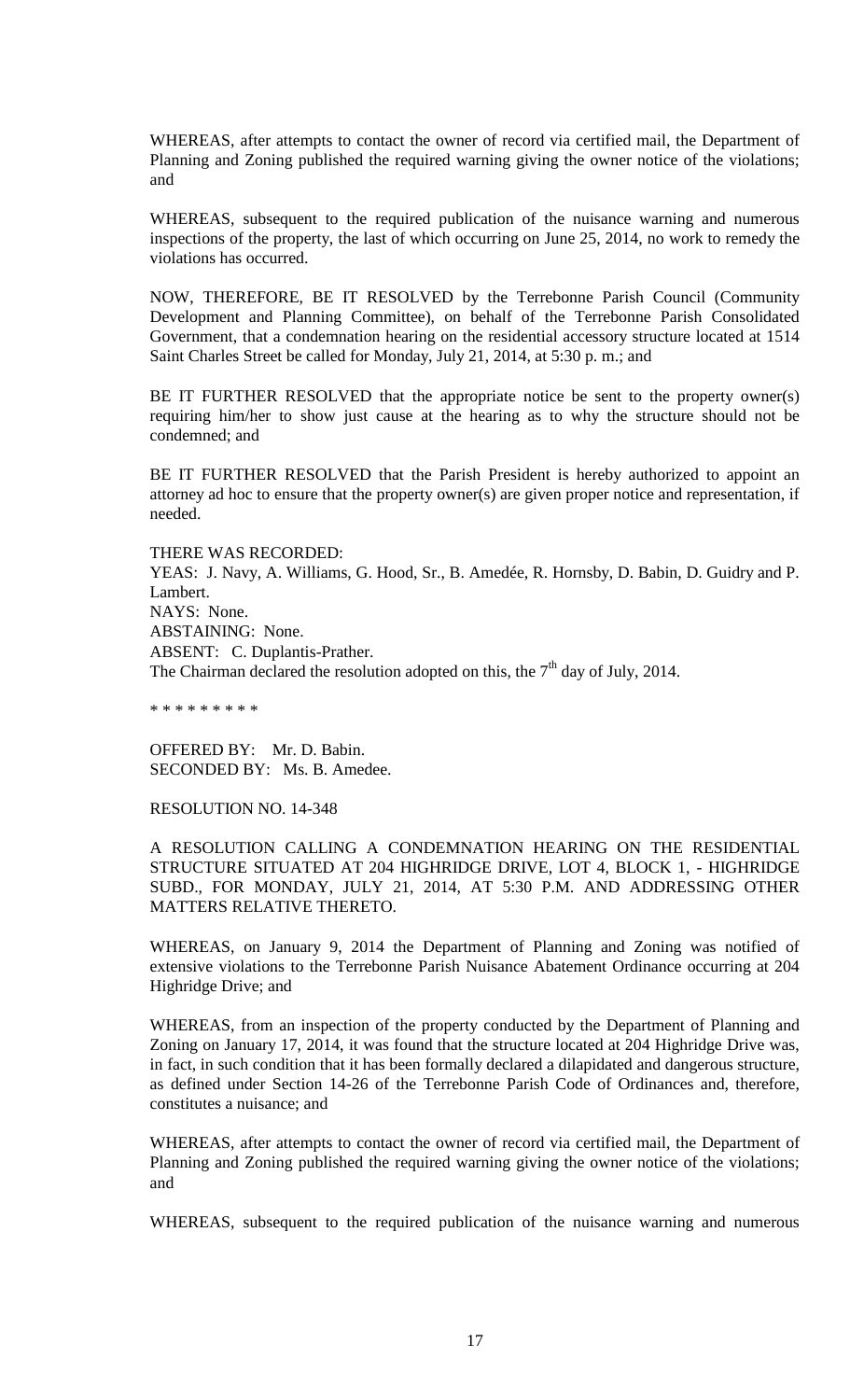WHEREAS, after attempts to contact the owner of record via certified mail, the Department of Planning and Zoning published the required warning giving the owner notice of the violations; and

WHEREAS, subsequent to the required publication of the nuisance warning and numerous inspections of the property, the last of which occurring on June 25, 2014, no work to remedy the violations has occurred.

NOW, THEREFORE, BE IT RESOLVED by the Terrebonne Parish Council (Community Development and Planning Committee), on behalf of the Terrebonne Parish Consolidated Government, that a condemnation hearing on the residential accessory structure located at 1514 Saint Charles Street be called for Monday, July 21, 2014, at 5:30 p. m.; and

BE IT FURTHER RESOLVED that the appropriate notice be sent to the property owner(s) requiring him/her to show just cause at the hearing as to why the structure should not be condemned; and

BE IT FURTHER RESOLVED that the Parish President is hereby authorized to appoint an attorney ad hoc to ensure that the property owner(s) are given proper notice and representation, if needed.

THERE WAS RECORDED:
YEAS: J. Navy, A. Williams, G. Hood, Sr., B. Amedée, R. Hornsby, D. Babin, D. Guidry and P. Lambert.
NAYS: None.
ABSTAINING: None.
ABSENT: C. Duplantis-Prather.
The Chairman declared the resolution adopted on this, the 7th day of July, 2014.

\* \* \* \* \* \* \* \* \*

OFFERED BY: Mr. D. Babin.
SECONDED BY: Ms. B. Amedee.

RESOLUTION NO. 14-348

A RESOLUTION CALLING A CONDEMNATION HEARING ON THE RESIDENTIAL STRUCTURE SITUATED AT 204 HIGHRIDGE DRIVE, LOT 4, BLOCK 1, - HIGHRIDGE SUBD., FOR MONDAY, JULY 21, 2014, AT 5:30 P.M. AND ADDRESSING OTHER MATTERS RELATIVE THERETO.

WHEREAS, on January 9, 2014 the Department of Planning and Zoning was notified of extensive violations to the Terrebonne Parish Nuisance Abatement Ordinance occurring at 204 Highridge Drive; and

WHEREAS, from an inspection of the property conducted by the Department of Planning and Zoning on January 17, 2014, it was found that the structure located at 204 Highridge Drive was, in fact, in such condition that it has been formally declared a dilapidated and dangerous structure, as defined under Section 14-26 of the Terrebonne Parish Code of Ordinances and, therefore, constitutes a nuisance; and

WHEREAS, after attempts to contact the owner of record via certified mail, the Department of Planning and Zoning published the required warning giving the owner notice of the violations; and

WHEREAS, subsequent to the required publication of the nuisance warning and numerous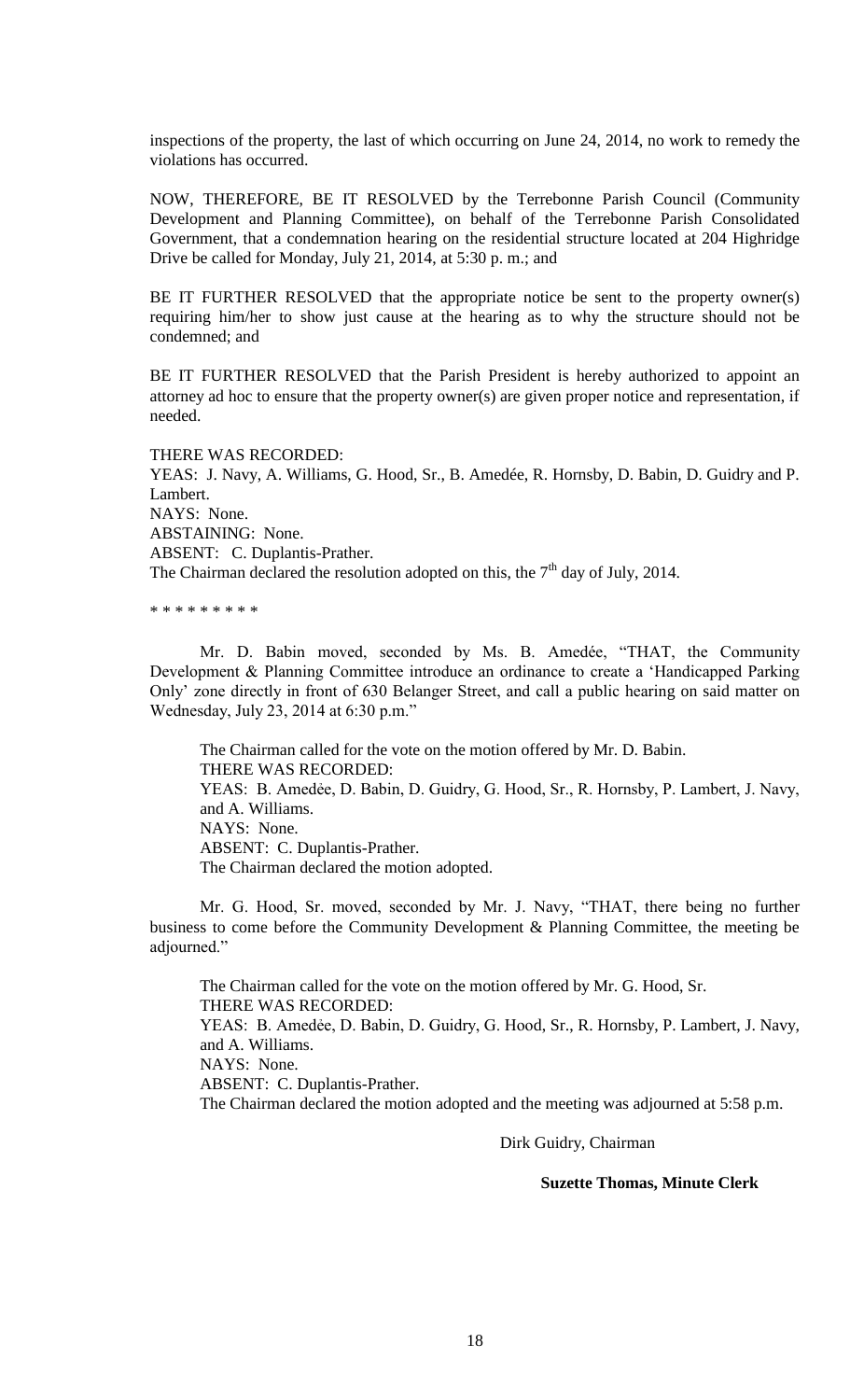inspections of the property, the last of which occurring on June 24, 2014, no work to remedy the violations has occurred.

NOW, THEREFORE, BE IT RESOLVED by the Terrebonne Parish Council (Community Development and Planning Committee), on behalf of the Terrebonne Parish Consolidated Government, that a condemnation hearing on the residential structure located at 204 Highridge Drive be called for Monday, July 21, 2014, at 5:30 p. m.; and

BE IT FURTHER RESOLVED that the appropriate notice be sent to the property owner(s) requiring him/her to show just cause at the hearing as to why the structure should not be condemned; and

BE IT FURTHER RESOLVED that the Parish President is hereby authorized to appoint an attorney ad hoc to ensure that the property owner(s) are given proper notice and representation, if needed.

THERE WAS RECORDED:
YEAS: J. Navy, A. Williams, G. Hood, Sr., B. Amedée, R. Hornsby, D. Babin, D. Guidry and P. Lambert.
NAYS: None.
ABSTAINING: None.
ABSENT: C. Duplantis-Prather.
The Chairman declared the resolution adopted on this, the 7th day of July, 2014.

* * * * * * * * *

Mr. D. Babin moved, seconded by Ms. B. Amedée, "THAT, the Community Development & Planning Committee introduce an ordinance to create a 'Handicapped Parking Only' zone directly in front of 630 Belanger Street, and call a public hearing on said matter on Wednesday, July 23, 2014 at 6:30 p.m."

The Chairman called for the vote on the motion offered by Mr. D. Babin.
THERE WAS RECORDED:
YEAS: B. Amedẻe, D. Babin, D. Guidry, G. Hood, Sr., R. Hornsby, P. Lambert, J. Navy, and A. Williams.
NAYS: None.
ABSENT: C. Duplantis-Prather.
The Chairman declared the motion adopted.

Mr. G. Hood, Sr. moved, seconded by Mr. J. Navy, "THAT, there being no further business to come before the Community Development & Planning Committee, the meeting be adjourned."

The Chairman called for the vote on the motion offered by Mr. G. Hood, Sr.
THERE WAS RECORDED:
YEAS: B. Amedẻe, D. Babin, D. Guidry, G. Hood, Sr., R. Hornsby, P. Lambert, J. Navy, and A. Williams.
NAYS: None.
ABSENT: C. Duplantis-Prather.
The Chairman declared the motion adopted and the meeting was adjourned at 5:58 p.m.

Dirk Guidry, Chairman

**Suzette Thomas, Minute Clerk**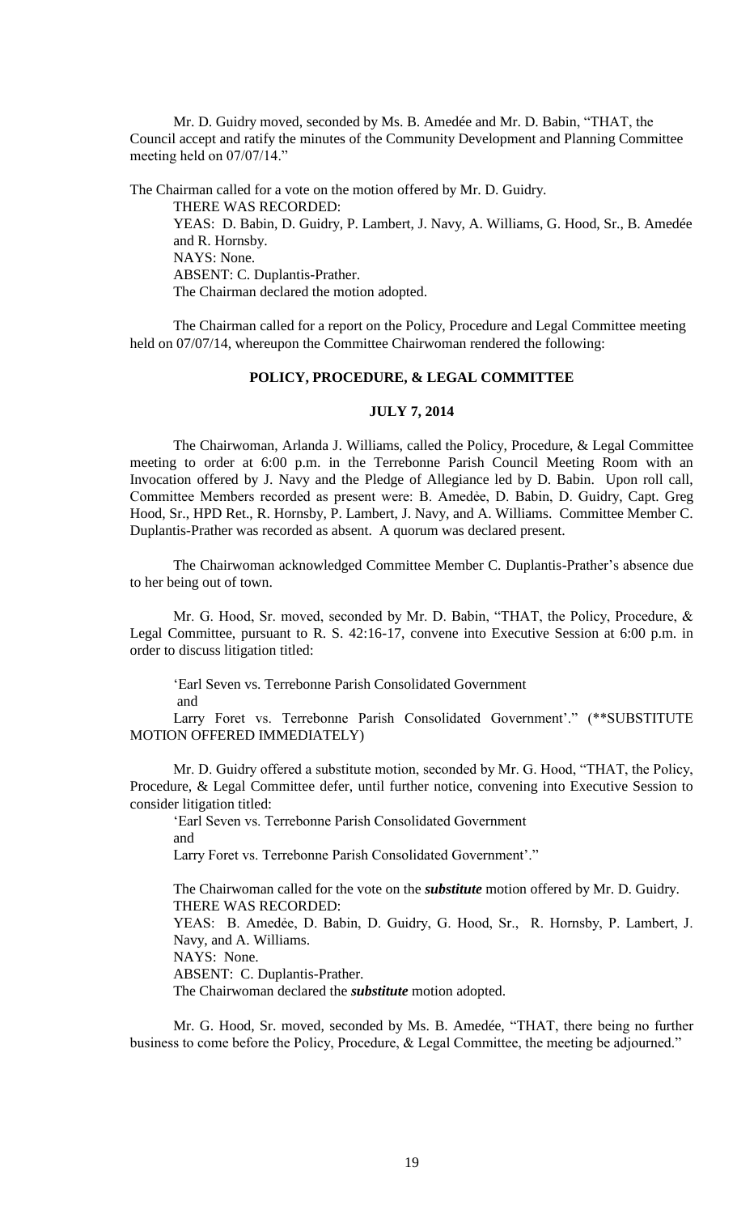Mr. D. Guidry moved, seconded by Ms. B. Amedée and Mr. D. Babin, "THAT, the Council accept and ratify the minutes of the Community Development and Planning Committee meeting held on 07/07/14."

The Chairman called for a vote on the motion offered by Mr. D. Guidry.

THERE WAS RECORDED:

YEAS: D. Babin, D. Guidry, P. Lambert, J. Navy, A. Williams, G. Hood, Sr., B. Amedée and R. Hornsby.

NAYS: None.

ABSENT: C. Duplantis-Prather.

The Chairman declared the motion adopted.

The Chairman called for a report on the Policy, Procedure and Legal Committee meeting held on 07/07/14, whereupon the Committee Chairwoman rendered the following:

## POLICY, PROCEDURE, & LEGAL COMMITTEE

### JULY 7, 2014

The Chairwoman, Arlanda J. Williams, called the Policy, Procedure, & Legal Committee meeting to order at 6:00 p.m. in the Terrebonne Parish Council Meeting Room with an Invocation offered by J. Navy and the Pledge of Allegiance led by D. Babin. Upon roll call, Committee Members recorded as present were: B. Amedèe, D. Babin, D. Guidry, Capt. Greg Hood, Sr., HPD Ret., R. Hornsby, P. Lambert, J. Navy, and A. Williams. Committee Member C. Duplantis-Prather was recorded as absent. A quorum was declared present.

The Chairwoman acknowledged Committee Member C. Duplantis-Prather's absence due to her being out of town.

Mr. G. Hood, Sr. moved, seconded by Mr. D. Babin, "THAT, the Policy, Procedure, & Legal Committee, pursuant to R. S. 42:16-17, convene into Executive Session at 6:00 p.m. in order to discuss litigation titled:

'Earl Seven vs. Terrebonne Parish Consolidated Government

and

Larry Foret vs. Terrebonne Parish Consolidated Government'." (**SUBSTITUTE MOTION OFFERED IMMEDIATELY)

Mr. D. Guidry offered a substitute motion, seconded by Mr. G. Hood, "THAT, the Policy, Procedure, & Legal Committee defer, until further notice, convening into Executive Session to consider litigation titled:

'Earl Seven vs. Terrebonne Parish Consolidated Government

and

Larry Foret vs. Terrebonne Parish Consolidated Government'."

The Chairwoman called for the vote on the ***substitute*** motion offered by Mr. D. Guidry.

THERE WAS RECORDED:

YEAS: B. Amedèe, D. Babin, D. Guidry, G. Hood, Sr., R. Hornsby, P. Lambert, J. Navy, and A. Williams.

NAYS: None.

ABSENT: C. Duplantis-Prather.

The Chairwoman declared the ***substitute*** motion adopted.

Mr. G. Hood, Sr. moved, seconded by Ms. B. Amedée, "THAT, there being no further business to come before the Policy, Procedure, & Legal Committee, the meeting be adjourned."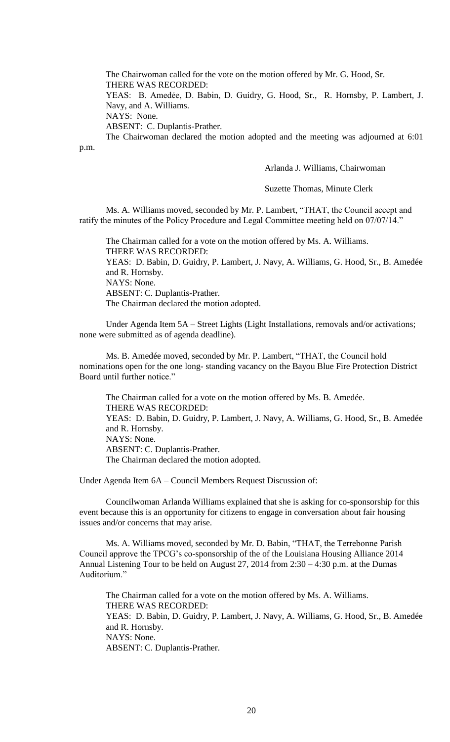The Chairwoman called for the vote on the motion offered by Mr. G. Hood, Sr.

THERE WAS RECORDED:

YEAS: B. Amedée, D. Babin, D. Guidry, G. Hood, Sr., R. Hornsby, P. Lambert, J. Navy, and A. Williams.

NAYS: None.

ABSENT: C. Duplantis-Prather.

The Chairwoman declared the motion adopted and the meeting was adjourned at 6:01 p.m.

Arlanda J. Williams, Chairwoman

Suzette Thomas, Minute Clerk

Ms. A. Williams moved, seconded by Mr. P. Lambert, "THAT, the Council accept and ratify the minutes of the Policy Procedure and Legal Committee meeting held on 07/07/14."

The Chairman called for a vote on the motion offered by Ms. A. Williams.

THERE WAS RECORDED:

YEAS: D. Babin, D. Guidry, P. Lambert, J. Navy, A. Williams, G. Hood, Sr., B. Amedée and R. Hornsby.

NAYS: None.

ABSENT: C. Duplantis-Prather.

The Chairman declared the motion adopted.

Under Agenda Item 5A – Street Lights (Light Installations, removals and/or activations; none were submitted as of agenda deadline).

Ms. B. Amedée moved, seconded by Mr. P. Lambert, "THAT, the Council hold nominations open for the one long- standing vacancy on the Bayou Blue Fire Protection District Board until further notice."

The Chairman called for a vote on the motion offered by Ms. B. Amedée.

THERE WAS RECORDED:

YEAS: D. Babin, D. Guidry, P. Lambert, J. Navy, A. Williams, G. Hood, Sr., B. Amedée and R. Hornsby.

NAYS: None.

ABSENT: C. Duplantis-Prather.

The Chairman declared the motion adopted.

Under Agenda Item 6A – Council Members Request Discussion of:

Councilwoman Arlanda Williams explained that she is asking for co-sponsorship for this event because this is an opportunity for citizens to engage in conversation about fair housing issues and/or concerns that may arise.

Ms. A. Williams moved, seconded by Mr. D. Babin, "THAT, the Terrebonne Parish Council approve the TPCG's co-sponsorship of the of the Louisiana Housing Alliance 2014 Annual Listening Tour to be held on August 27, 2014 from 2:30 – 4:30 p.m. at the Dumas Auditorium."

The Chairman called for a vote on the motion offered by Ms. A. Williams.

THERE WAS RECORDED:

YEAS: D. Babin, D. Guidry, P. Lambert, J. Navy, A. Williams, G. Hood, Sr., B. Amedée and R. Hornsby.

NAYS: None.

ABSENT: C. Duplantis-Prather.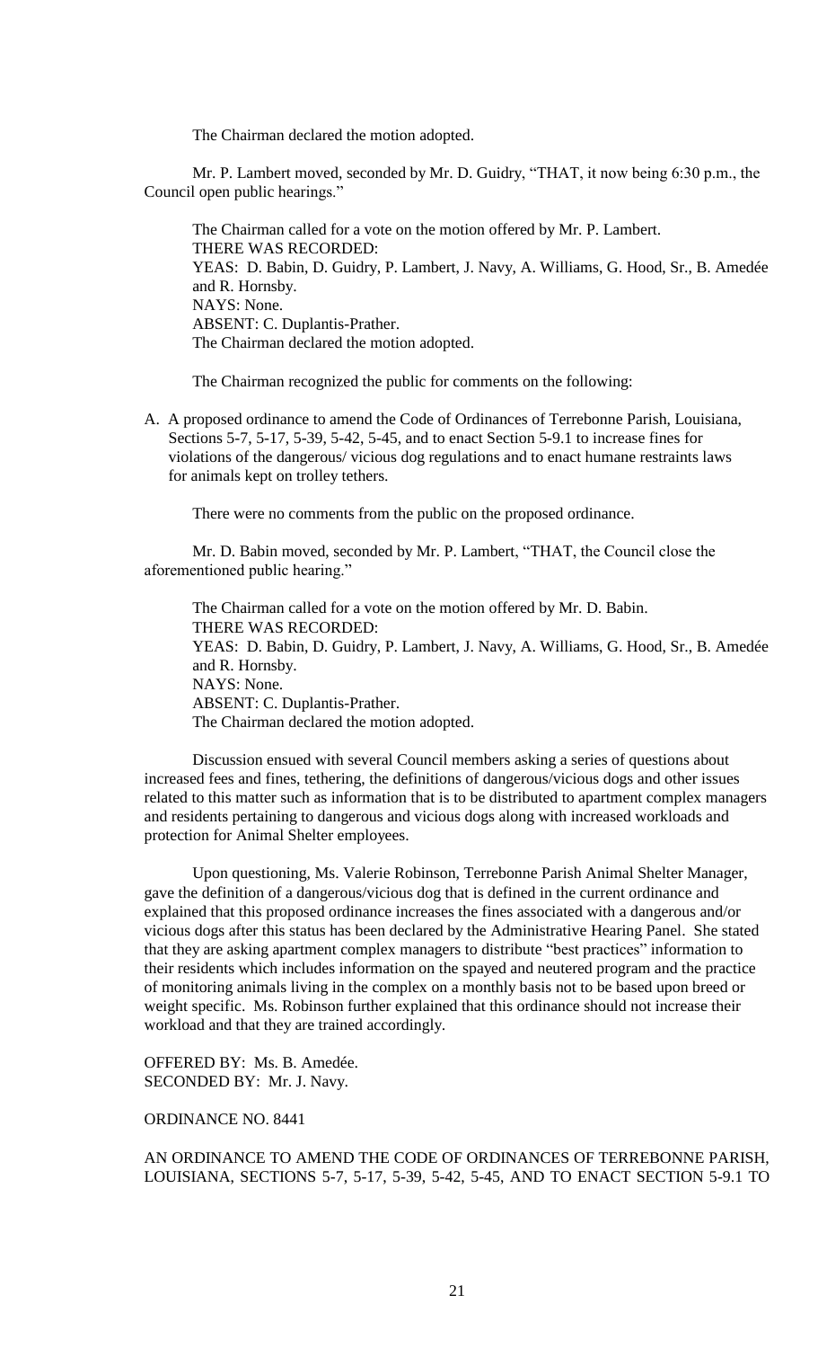The Chairman declared the motion adopted.

Mr. P. Lambert moved, seconded by Mr. D. Guidry, "THAT, it now being 6:30 p.m., the Council open public hearings."

The Chairman called for a vote on the motion offered by Mr. P. Lambert.
THERE WAS RECORDED:
YEAS: D. Babin, D. Guidry, P. Lambert, J. Navy, A. Williams, G. Hood, Sr., B. Amedée and R. Hornsby.
NAYS: None.
ABSENT: C. Duplantis-Prather.
The Chairman declared the motion adopted.

The Chairman recognized the public for comments on the following:

A. A proposed ordinance to amend the Code of Ordinances of Terrebonne Parish, Louisiana, Sections 5-7, 5-17, 5-39, 5-42, 5-45, and to enact Section 5-9.1 to increase fines for violations of the dangerous/ vicious dog regulations and to enact humane restraints laws for animals kept on trolley tethers.

There were no comments from the public on the proposed ordinance.

Mr. D. Babin moved, seconded by Mr. P. Lambert, "THAT, the Council close the aforementioned public hearing."

The Chairman called for a vote on the motion offered by Mr. D. Babin.
THERE WAS RECORDED:
YEAS: D. Babin, D. Guidry, P. Lambert, J. Navy, A. Williams, G. Hood, Sr., B. Amedée and R. Hornsby.
NAYS: None.
ABSENT: C. Duplantis-Prather.
The Chairman declared the motion adopted.

Discussion ensued with several Council members asking a series of questions about increased fees and fines, tethering, the definitions of dangerous/vicious dogs and other issues related to this matter such as information that is to be distributed to apartment complex managers and residents pertaining to dangerous and vicious dogs along with increased workloads and protection for Animal Shelter employees.

Upon questioning, Ms. Valerie Robinson, Terrebonne Parish Animal Shelter Manager, gave the definition of a dangerous/vicious dog that is defined in the current ordinance and explained that this proposed ordinance increases the fines associated with a dangerous and/or vicious dogs after this status has been declared by the Administrative Hearing Panel. She stated that they are asking apartment complex managers to distribute "best practices" information to their residents which includes information on the spayed and neutered program and the practice of monitoring animals living in the complex on a monthly basis not to be based upon breed or weight specific. Ms. Robinson further explained that this ordinance should not increase their workload and that they are trained accordingly.

OFFERED BY: Ms. B. Amedée.
SECONDED BY: Mr. J. Navy.

ORDINANCE NO. 8441

AN ORDINANCE TO AMEND THE CODE OF ORDINANCES OF TERREBONNE PARISH, LOUISIANA, SECTIONS 5-7, 5-17, 5-39, 5-42, 5-45, AND TO ENACT SECTION 5-9.1 TO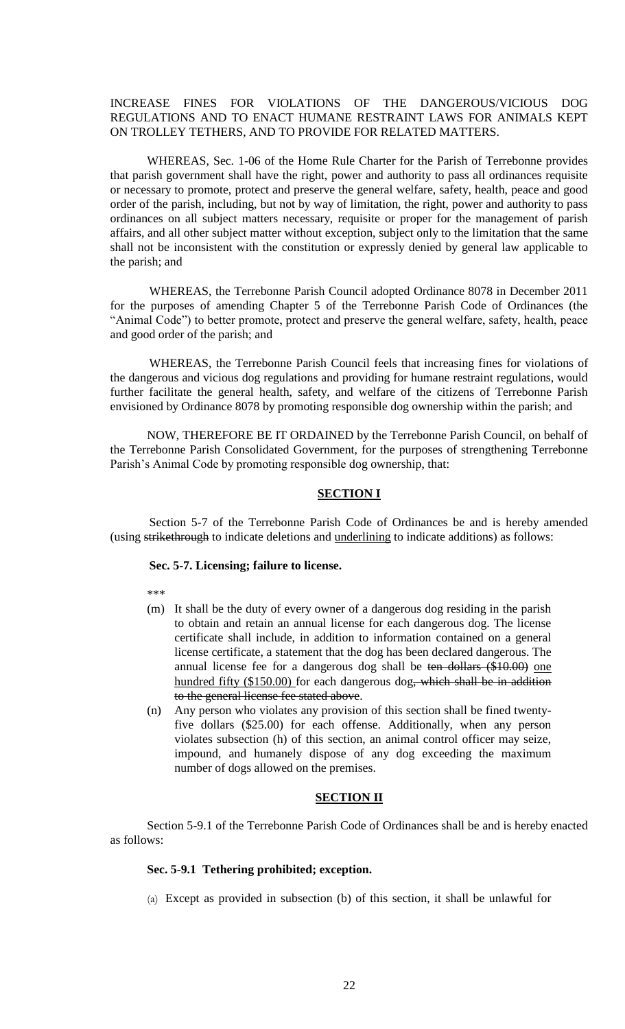INCREASE FINES FOR VIOLATIONS OF THE DANGEROUS/VICIOUS DOG REGULATIONS AND TO ENACT HUMANE RESTRAINT LAWS FOR ANIMALS KEPT ON TROLLEY TETHERS, AND TO PROVIDE FOR RELATED MATTERS.

WHEREAS, Sec. 1-06 of the Home Rule Charter for the Parish of Terrebonne provides that parish government shall have the right, power and authority to pass all ordinances requisite or necessary to promote, protect and preserve the general welfare, safety, health, peace and good order of the parish, including, but not by way of limitation, the right, power and authority to pass ordinances on all subject matters necessary, requisite or proper for the management of parish affairs, and all other subject matter without exception, subject only to the limitation that the same shall not be inconsistent with the constitution or expressly denied by general law applicable to the parish; and

WHEREAS, the Terrebonne Parish Council adopted Ordinance 8078 in December 2011 for the purposes of amending Chapter 5 of the Terrebonne Parish Code of Ordinances (the "Animal Code") to better promote, protect and preserve the general welfare, safety, health, peace and good order of the parish; and

WHEREAS, the Terrebonne Parish Council feels that increasing fines for violations of the dangerous and vicious dog regulations and providing for humane restraint regulations, would further facilitate the general health, safety, and welfare of the citizens of Terrebonne Parish envisioned by Ordinance 8078 by promoting responsible dog ownership within the parish; and

NOW, THEREFORE BE IT ORDAINED by the Terrebonne Parish Council, on behalf of the Terrebonne Parish Consolidated Government, for the purposes of strengthening Terrebonne Parish's Animal Code by promoting responsible dog ownership, that:

**SECTION I**

Section 5-7 of the Terrebonne Parish Code of Ordinances be and is hereby amended (using ~~strikethrough~~ to indicate deletions and <u>underlining</u> to indicate additions) as follows:

**Sec. 5-7. Licensing; failure to license.**

\*\*\*

(m) It shall be the duty of every owner of a dangerous dog residing in the parish to obtain and retain an annual license for each dangerous dog. The license certificate shall include, in addition to information contained on a general license certificate, a statement that the dog has been declared dangerous. The annual license fee for a dangerous dog shall be ~~ten dollars ($10.00)~~ <u>one hundred fifty ($150.00)</u> for each dangerous dog~~, which shall be in addition to the general license fee stated above~~.

(n) Any person who violates any provision of this section shall be fined twenty-five dollars ($25.00) for each offense. Additionally, when any person violates subsection (h) of this section, an animal control officer may seize, impound, and humanely dispose of any dog exceeding the maximum number of dogs allowed on the premises.

**SECTION II**

Section 5-9.1 of the Terrebonne Parish Code of Ordinances shall be and is hereby enacted as follows:

**Sec. 5-9.1 Tethering prohibited; exception.**

(a) Except as provided in subsection (b) of this section, it shall be unlawful for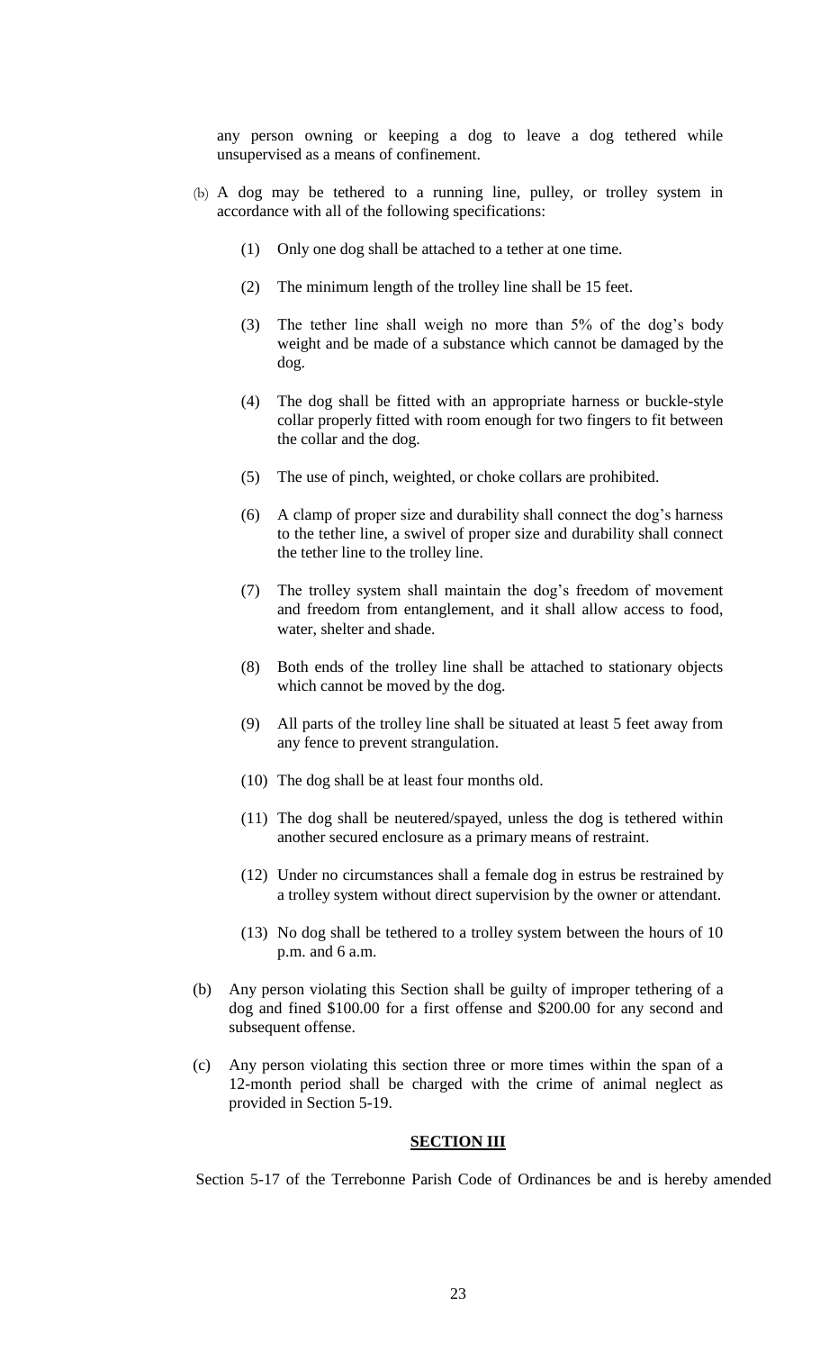any person owning or keeping a dog to leave a dog tethered while unsupervised as a means of confinement.

(b) A dog may be tethered to a running line, pulley, or trolley system in accordance with all of the following specifications:

(1) Only one dog shall be attached to a tether at one time.

(2) The minimum length of the trolley line shall be 15 feet.

(3) The tether line shall weigh no more than 5% of the dog's body weight and be made of a substance which cannot be damaged by the dog.

(4) The dog shall be fitted with an appropriate harness or buckle-style collar properly fitted with room enough for two fingers to fit between the collar and the dog.

(5) The use of pinch, weighted, or choke collars are prohibited.

(6) A clamp of proper size and durability shall connect the dog's harness to the tether line, a swivel of proper size and durability shall connect the tether line to the trolley line.

(7) The trolley system shall maintain the dog's freedom of movement and freedom from entanglement, and it shall allow access to food, water, shelter and shade.

(8) Both ends of the trolley line shall be attached to stationary objects which cannot be moved by the dog.

(9) All parts of the trolley line shall be situated at least 5 feet away from any fence to prevent strangulation.

(10) The dog shall be at least four months old.

(11) The dog shall be neutered/spayed, unless the dog is tethered within another secured enclosure as a primary means of restraint.

(12) Under no circumstances shall a female dog in estrus be restrained by a trolley system without direct supervision by the owner or attendant.

(13) No dog shall be tethered to a trolley system between the hours of 10 p.m. and 6 a.m.

(b) Any person violating this Section shall be guilty of improper tethering of a dog and fined $100.00 for a first offense and $200.00 for any second and subsequent offense.

(c) Any person violating this section three or more times within the span of a 12-month period shall be charged with the crime of animal neglect as provided in Section 5-19.

**SECTION III**

Section 5-17 of the Terrebonne Parish Code of Ordinances be and is hereby amended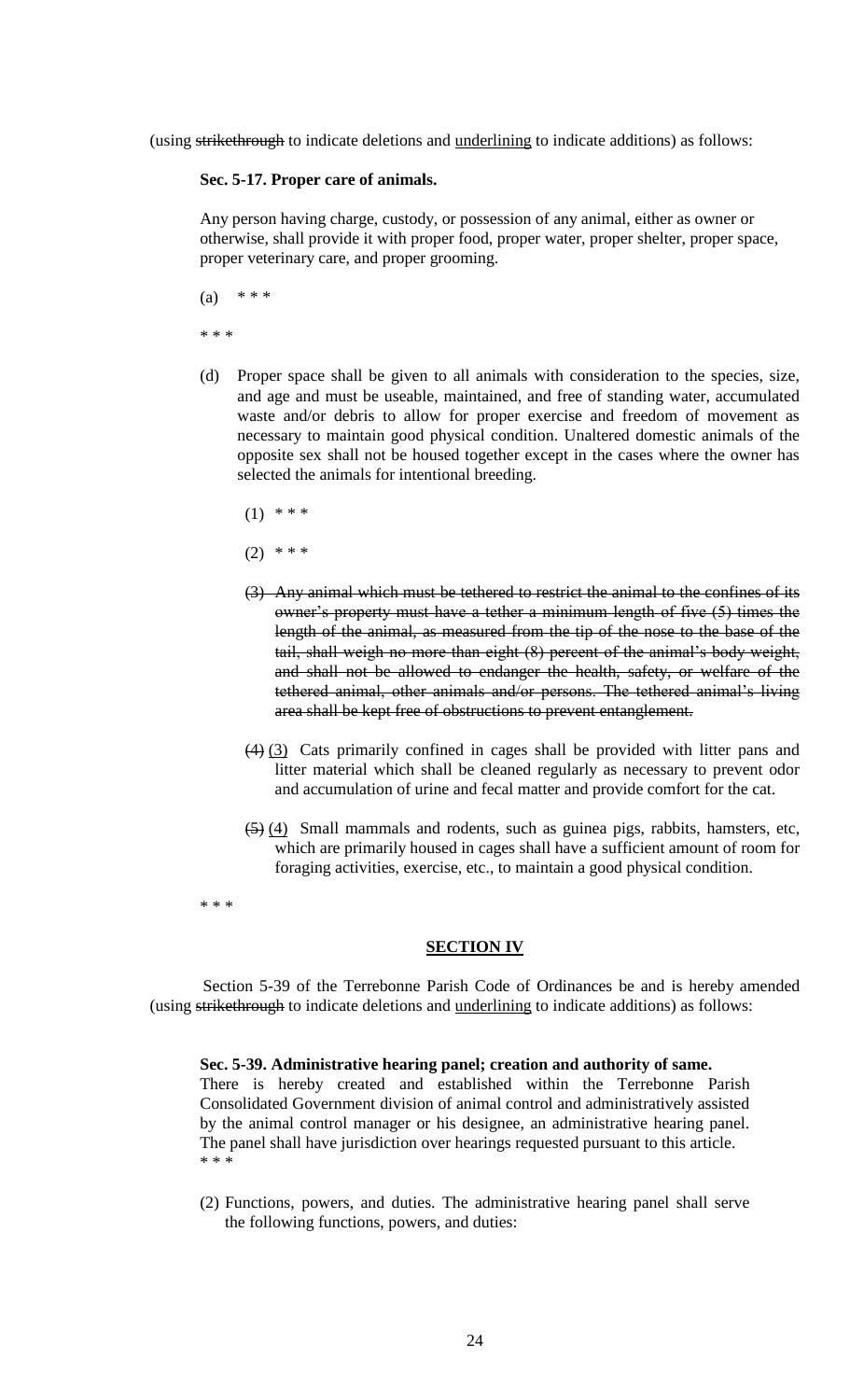(using ~~strikethrough~~ to indicate deletions and <u>underlining</u> to indicate additions) as follows:

**Sec. 5-17. Proper care of animals.**

Any person having charge, custody, or possession of any animal, either as owner or otherwise, shall provide it with proper food, proper water, proper shelter, proper space, proper veterinary care, and proper grooming.

(a) * * *

* * *

(d) Proper space shall be given to all animals with consideration to the species, size, and age and must be useable, maintained, and free of standing water, accumulated waste and/or debris to allow for proper exercise and freedom of movement as necessary to maintain good physical condition. Unaltered domestic animals of the opposite sex shall not be housed together except in the cases where the owner has selected the animals for intentional breeding.

(1) * * *

(2) * * *

~~(3) Any animal which must be tethered to restrict the animal to the confines of its owner's property must have a tether a minimum length of five (5) times the length of the animal, as measured from the tip of the nose to the base of the tail, shall weigh no more than eight (8) percent of the animal's body weight, and shall not be allowed to endanger the health, safety, or welfare of the tethered animal, other animals and/or persons. The tethered animal's living area shall be kept free of obstructions to prevent entanglement.~~

~~(4)~~ <u>(3)</u> Cats primarily confined in cages shall be provided with litter pans and litter material which shall be cleaned regularly as necessary to prevent odor and accumulation of urine and fecal matter and provide comfort for the cat.

~~(5)~~ <u>(4)</u> Small mammals and rodents, such as guinea pigs, rabbits, hamsters, etc, which are primarily housed in cages shall have a sufficient amount of room for foraging activities, exercise, etc., to maintain a good physical condition.

* * *

**<u>SECTION IV</u>**

Section 5-39 of the Terrebonne Parish Code of Ordinances be and is hereby amended (using ~~strikethrough~~ to indicate deletions and <u>underlining</u> to indicate additions) as follows:

**Sec. 5-39. Administrative hearing panel; creation and authority of same.**

There is hereby created and established within the Terrebonne Parish Consolidated Government division of animal control and administratively assisted by the animal control manager or his designee, an administrative hearing panel. The panel shall have jurisdiction over hearings requested pursuant to this article.

* * *

(2) Functions, powers, and duties. The administrative hearing panel shall serve the following functions, powers, and duties: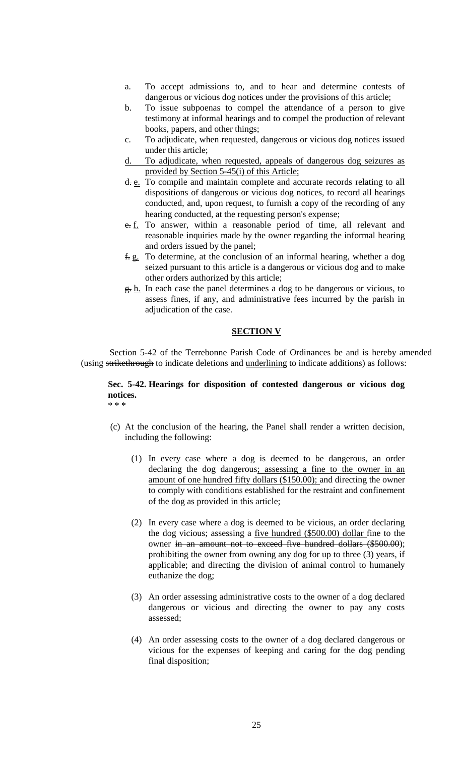a. To accept admissions to, and to hear and determine contests of dangerous or vicious dog notices under the provisions of this article;

b. To issue subpoenas to compel the attendance of a person to give testimony at informal hearings and to compel the production of relevant books, papers, and other things;

c. To adjudicate, when requested, dangerous or vicious dog notices issued under this article;

<u>d. To adjudicate, when requested, appeals of dangerous dog seizures as provided by Section 5-45(i) of this Article;</u>

~~d.~~ <u>e.</u> To compile and maintain complete and accurate records relating to all dispositions of dangerous or vicious dog notices, to record all hearings conducted, and, upon request, to furnish a copy of the recording of any hearing conducted, at the requesting person's expense;

~~e.~~ <u>f.</u> To answer, within a reasonable period of time, all relevant and reasonable inquiries made by the owner regarding the informal hearing and orders issued by the panel;

~~f.~~ <u>g.</u> To determine, at the conclusion of an informal hearing, whether a dog seized pursuant to this article is a dangerous or vicious dog and to make other orders authorized by this article;

~~g.~~ <u>h.</u> In each case the panel determines a dog to be dangerous or vicious, to assess fines, if any, and administrative fees incurred by the parish in adjudication of the case.

## <u>SECTION V</u>

Section 5-42 of the Terrebonne Parish Code of Ordinances be and is hereby amended (using ~~strikethrough~~ to indicate deletions and <u>underlining</u> to indicate additions) as follows:

**Sec. 5-42. Hearings for disposition of contested dangerous or vicious dog notices.**

\* \* \*

(c) At the conclusion of the hearing, the Panel shall render a written decision, including the following:

(1) In every case where a dog is deemed to be dangerous, an order declaring the dog dangerous<u>; assessing a fine to the owner in an amount of one hundred fifty dollars ($150.00);</u> and directing the owner to comply with conditions established for the restraint and confinement of the dog as provided in this article;

(2) In every case where a dog is deemed to be vicious, an order declaring the dog vicious; assessing a <u>five hundred ($500.00) dollar</u> fine to the owner ~~in an amount not to exceed five hundred dollars ($500.00)~~; prohibiting the owner from owning any dog for up to three (3) years, if applicable; and directing the division of animal control to humanely euthanize the dog;

(3) An order assessing administrative costs to the owner of a dog declared dangerous or vicious and directing the owner to pay any costs assessed;

(4) An order assessing costs to the owner of a dog declared dangerous or vicious for the expenses of keeping and caring for the dog pending final disposition;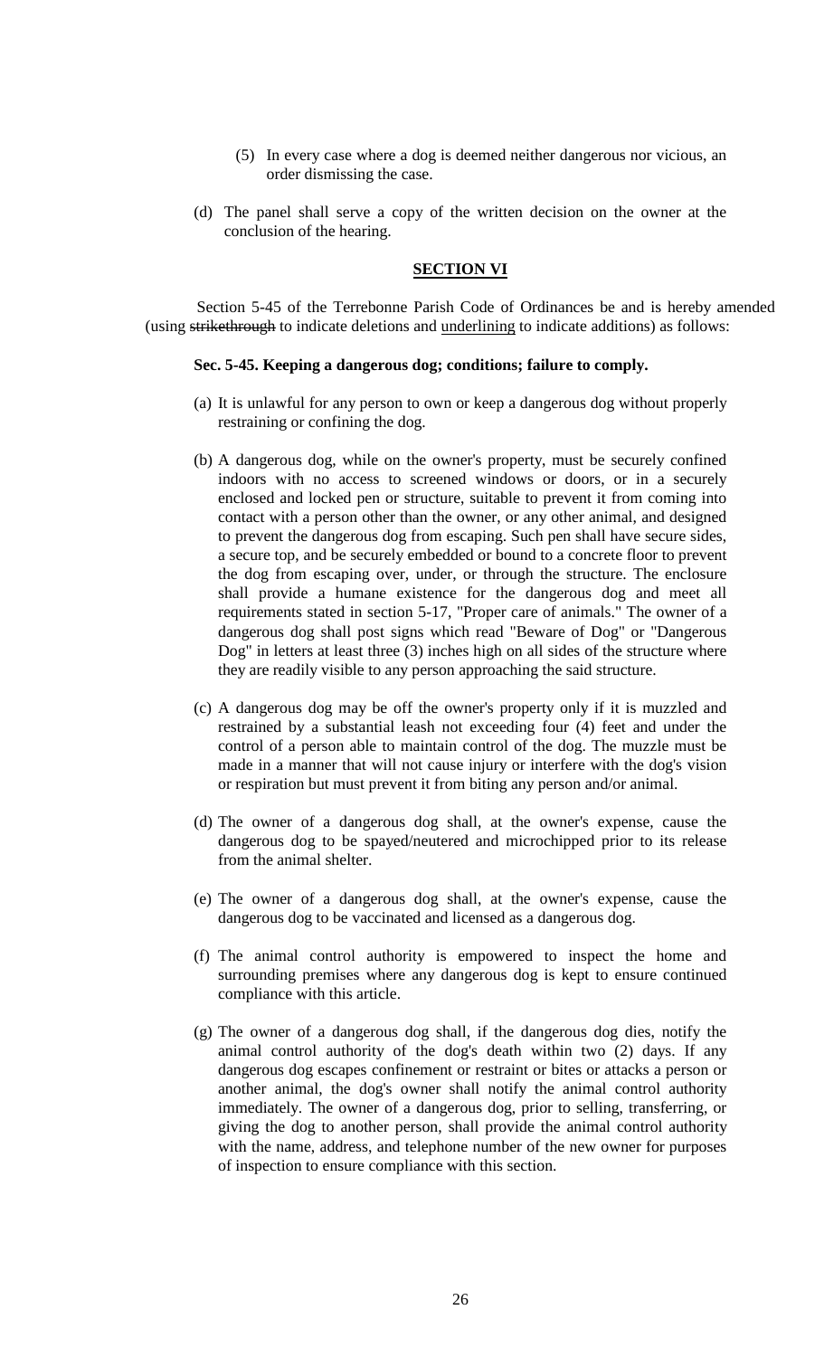(5) In every case where a dog is deemed neither dangerous nor vicious, an order dismissing the case.

(d) The panel shall serve a copy of the written decision on the owner at the conclusion of the hearing.

**SECTION VI**

Section 5-45 of the Terrebonne Parish Code of Ordinances be and is hereby amended (using ~~strikethrough~~ to indicate deletions and <u>underlining</u> to indicate additions) as follows:

**Sec. 5-45. Keeping a dangerous dog; conditions; failure to comply.**

(a) It is unlawful for any person to own or keep a dangerous dog without properly restraining or confining the dog.

(b) A dangerous dog, while on the owner's property, must be securely confined indoors with no access to screened windows or doors, or in a securely enclosed and locked pen or structure, suitable to prevent it from coming into contact with a person other than the owner, or any other animal, and designed to prevent the dangerous dog from escaping. Such pen shall have secure sides, a secure top, and be securely embedded or bound to a concrete floor to prevent the dog from escaping over, under, or through the structure. The enclosure shall provide a humane existence for the dangerous dog and meet all requirements stated in section 5-17, "Proper care of animals." The owner of a dangerous dog shall post signs which read "Beware of Dog" or "Dangerous Dog" in letters at least three (3) inches high on all sides of the structure where they are readily visible to any person approaching the said structure.

(c) A dangerous dog may be off the owner's property only if it is muzzled and restrained by a substantial leash not exceeding four (4) feet and under the control of a person able to maintain control of the dog. The muzzle must be made in a manner that will not cause injury or interfere with the dog's vision or respiration but must prevent it from biting any person and/or animal.

(d) The owner of a dangerous dog shall, at the owner's expense, cause the dangerous dog to be spayed/neutered and microchipped prior to its release from the animal shelter.

(e) The owner of a dangerous dog shall, at the owner's expense, cause the dangerous dog to be vaccinated and licensed as a dangerous dog.

(f) The animal control authority is empowered to inspect the home and surrounding premises where any dangerous dog is kept to ensure continued compliance with this article.

(g) The owner of a dangerous dog shall, if the dangerous dog dies, notify the animal control authority of the dog's death within two (2) days. If any dangerous dog escapes confinement or restraint or bites or attacks a person or another animal, the dog's owner shall notify the animal control authority immediately. The owner of a dangerous dog, prior to selling, transferring, or giving the dog to another person, shall provide the animal control authority with the name, address, and telephone number of the new owner for purposes of inspection to ensure compliance with this section.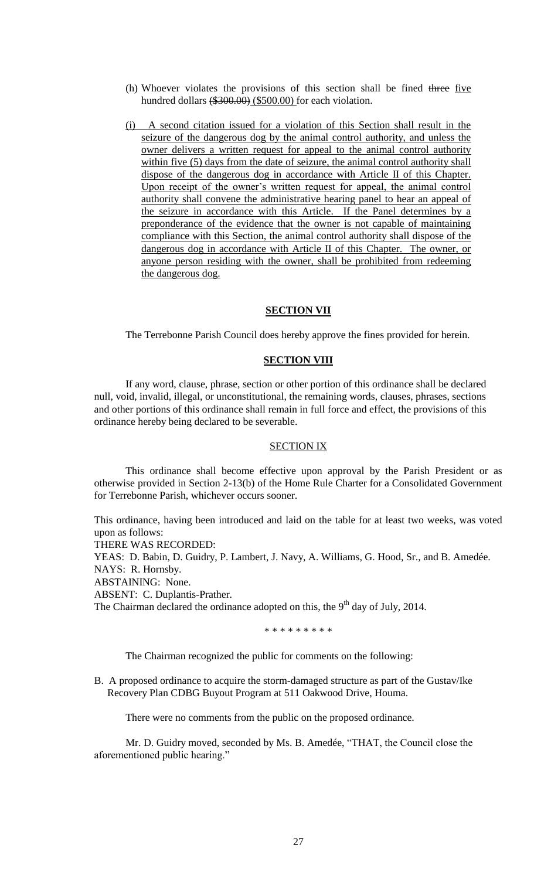(h) Whoever violates the provisions of this section shall be fined ~~three~~ <u>five</u> hundred dollars ~~($300.00)~~ <u>($500.00)</u> for each violation.

(i) <u>A second citation issued for a violation of this Section shall result in the seizure of the dangerous dog by the animal control authority, and unless the owner delivers a written request for appeal to the animal control authority within five (5) days from the date of seizure, the animal control authority shall dispose of the dangerous dog in accordance with Article II of this Chapter. Upon receipt of the owner's written request for appeal, the animal control authority shall convene the administrative hearing panel to hear an appeal of the seizure in accordance with this Article. If the Panel determines by a preponderance of the evidence that the owner is not capable of maintaining compliance with this Section, the animal control authority shall dispose of the dangerous dog in accordance with Article II of this Chapter. The owner, or anyone person residing with the owner, shall be prohibited from redeeming the dangerous dog.</u>

**SECTION VII**

The Terrebonne Parish Council does hereby approve the fines provided for herein.

**SECTION VIII**

If any word, clause, phrase, section or other portion of this ordinance shall be declared null, void, invalid, illegal, or unconstitutional, the remaining words, clauses, phrases, sections and other portions of this ordinance shall remain in full force and effect, the provisions of this ordinance hereby being declared to be severable.

SECTION IX

This ordinance shall become effective upon approval by the Parish President or as otherwise provided in Section 2-13(b) of the Home Rule Charter for a Consolidated Government for Terrebonne Parish, whichever occurs sooner.

This ordinance, having been introduced and laid on the table for at least two weeks, was voted upon as follows:

THERE WAS RECORDED:

YEAS: D. Babin, D. Guidry, P. Lambert, J. Navy, A. Williams, G. Hood, Sr., and B. Amedée.

NAYS: R. Hornsby.

ABSTAINING: None.

ABSENT: C. Duplantis-Prather.

The Chairman declared the ordinance adopted on this, the 9th day of July, 2014.

\* \* \* \* \* \* \* \* \*

The Chairman recognized the public for comments on the following:

B. A proposed ordinance to acquire the storm-damaged structure as part of the Gustav/Ike Recovery Plan CDBG Buyout Program at 511 Oakwood Drive, Houma.

There were no comments from the public on the proposed ordinance.

Mr. D. Guidry moved, seconded by Ms. B. Amedée, "THAT, the Council close the aforementioned public hearing."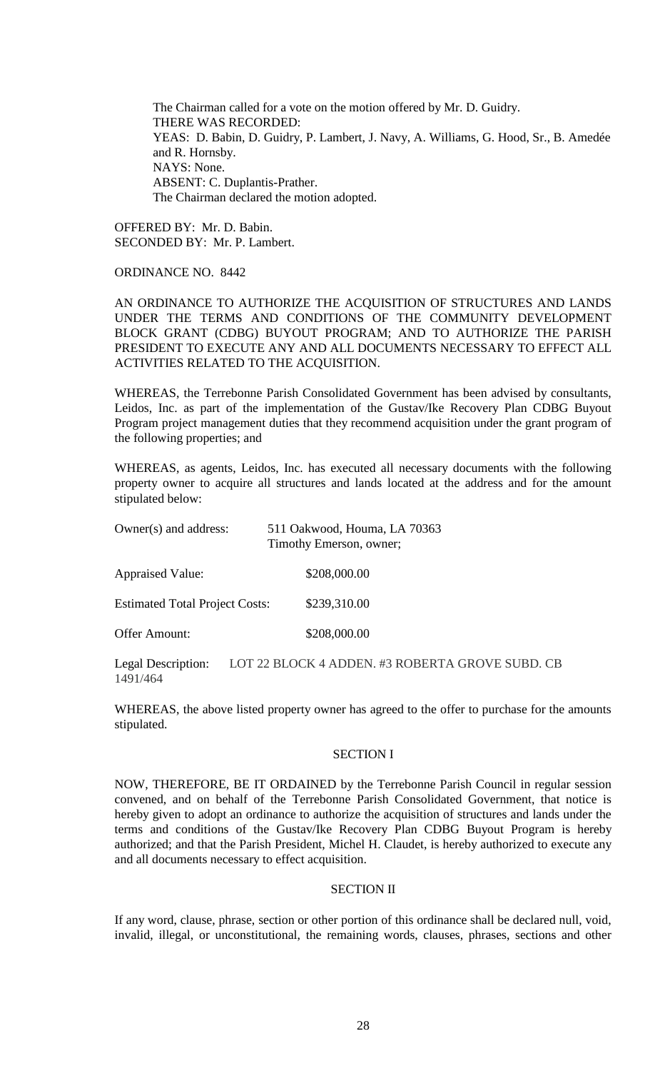The Chairman called for a vote on the motion offered by Mr. D. Guidry.
THERE WAS RECORDED:
YEAS: D. Babin, D. Guidry, P. Lambert, J. Navy, A. Williams, G. Hood, Sr., B. Amedée and R. Hornsby.
NAYS: None.
ABSENT: C. Duplantis-Prather.
The Chairman declared the motion adopted.

OFFERED BY: Mr. D. Babin.
SECONDED BY: Mr. P. Lambert.

ORDINANCE NO. 8442

AN ORDINANCE TO AUTHORIZE THE ACQUISITION OF STRUCTURES AND LANDS UNDER THE TERMS AND CONDITIONS OF THE COMMUNITY DEVELOPMENT BLOCK GRANT (CDBG) BUYOUT PROGRAM; AND TO AUTHORIZE THE PARISH PRESIDENT TO EXECUTE ANY AND ALL DOCUMENTS NECESSARY TO EFFECT ALL ACTIVITIES RELATED TO THE ACQUISITION.

WHEREAS, the Terrebonne Parish Consolidated Government has been advised by consultants, Leidos, Inc. as part of the implementation of the Gustav/Ike Recovery Plan CDBG Buyout Program project management duties that they recommend acquisition under the grant program of the following properties; and

WHEREAS, as agents, Leidos, Inc. has executed all necessary documents with the following property owner to acquire all structures and lands located at the address and for the amount stipulated below:

Owner(s) and address: 511 Oakwood, Houma, LA 70363
Timothy Emerson, owner;

Appraised Value: $208,000.00

Estimated Total Project Costs: $239,310.00

Offer Amount: $208,000.00

Legal Description: LOT 22 BLOCK 4 ADDEN. #3 ROBERTA GROVE SUBD. CB 1491/464

WHEREAS, the above listed property owner has agreed to the offer to purchase for the amounts stipulated.

SECTION I

NOW, THEREFORE, BE IT ORDAINED by the Terrebonne Parish Council in regular session convened, and on behalf of the Terrebonne Parish Consolidated Government, that notice is hereby given to adopt an ordinance to authorize the acquisition of structures and lands under the terms and conditions of the Gustav/Ike Recovery Plan CDBG Buyout Program is hereby authorized; and that the Parish President, Michel H. Claudet, is hereby authorized to execute any and all documents necessary to effect acquisition.

SECTION II

If any word, clause, phrase, section or other portion of this ordinance shall be declared null, void, invalid, illegal, or unconstitutional, the remaining words, clauses, phrases, sections and other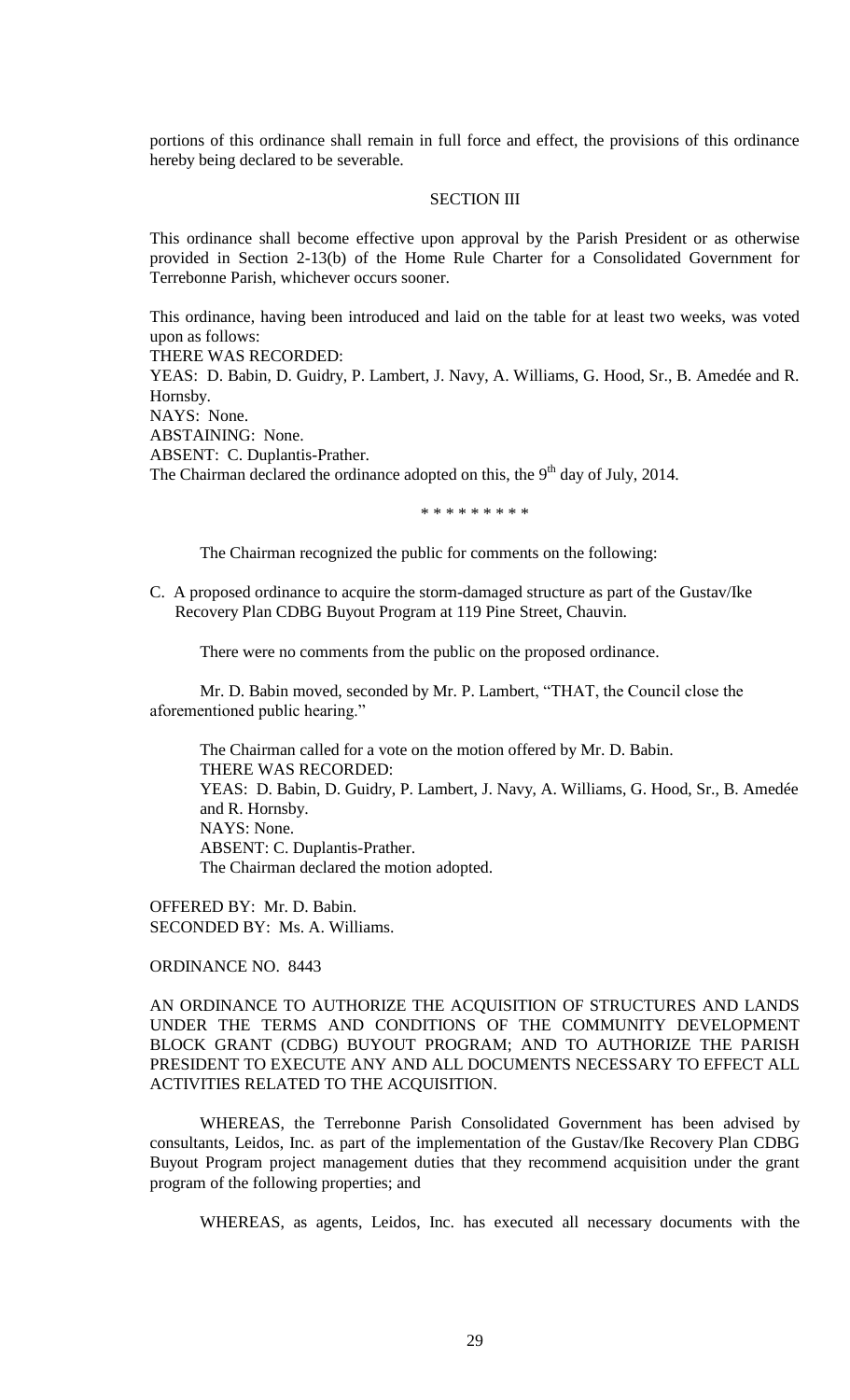portions of this ordinance shall remain in full force and effect, the provisions of this ordinance hereby being declared to be severable.

SECTION III

This ordinance shall become effective upon approval by the Parish President or as otherwise provided in Section 2-13(b) of the Home Rule Charter for a Consolidated Government for Terrebonne Parish, whichever occurs sooner.

This ordinance, having been introduced and laid on the table for at least two weeks, was voted upon as follows:
THERE WAS RECORDED:
YEAS: D. Babin, D. Guidry, P. Lambert, J. Navy, A. Williams, G. Hood, Sr., B. Amedée and R. Hornsby.
NAYS: None.
ABSTAINING: None.
ABSENT: C. Duplantis-Prather.
The Chairman declared the ordinance adopted on this, the 9th day of July, 2014.

\* \* \* \* \* \* \* \* \*

The Chairman recognized the public for comments on the following:

C. A proposed ordinance to acquire the storm-damaged structure as part of the Gustav/Ike Recovery Plan CDBG Buyout Program at 119 Pine Street, Chauvin.

There were no comments from the public on the proposed ordinance.

Mr. D. Babin moved, seconded by Mr. P. Lambert, "THAT, the Council close the aforementioned public hearing."

The Chairman called for a vote on the motion offered by Mr. D. Babin.
THERE WAS RECORDED:
YEAS: D. Babin, D. Guidry, P. Lambert, J. Navy, A. Williams, G. Hood, Sr., B. Amedée and R. Hornsby.
NAYS: None.
ABSENT: C. Duplantis-Prather.
The Chairman declared the motion adopted.

OFFERED BY: Mr. D. Babin.
SECONDED BY: Ms. A. Williams.

ORDINANCE NO. 8443

AN ORDINANCE TO AUTHORIZE THE ACQUISITION OF STRUCTURES AND LANDS UNDER THE TERMS AND CONDITIONS OF THE COMMUNITY DEVELOPMENT BLOCK GRANT (CDBG) BUYOUT PROGRAM; AND TO AUTHORIZE THE PARISH PRESIDENT TO EXECUTE ANY AND ALL DOCUMENTS NECESSARY TO EFFECT ALL ACTIVITIES RELATED TO THE ACQUISITION.

WHEREAS, the Terrebonne Parish Consolidated Government has been advised by consultants, Leidos, Inc. as part of the implementation of the Gustav/Ike Recovery Plan CDBG Buyout Program project management duties that they recommend acquisition under the grant program of the following properties; and

WHEREAS, as agents, Leidos, Inc. has executed all necessary documents with the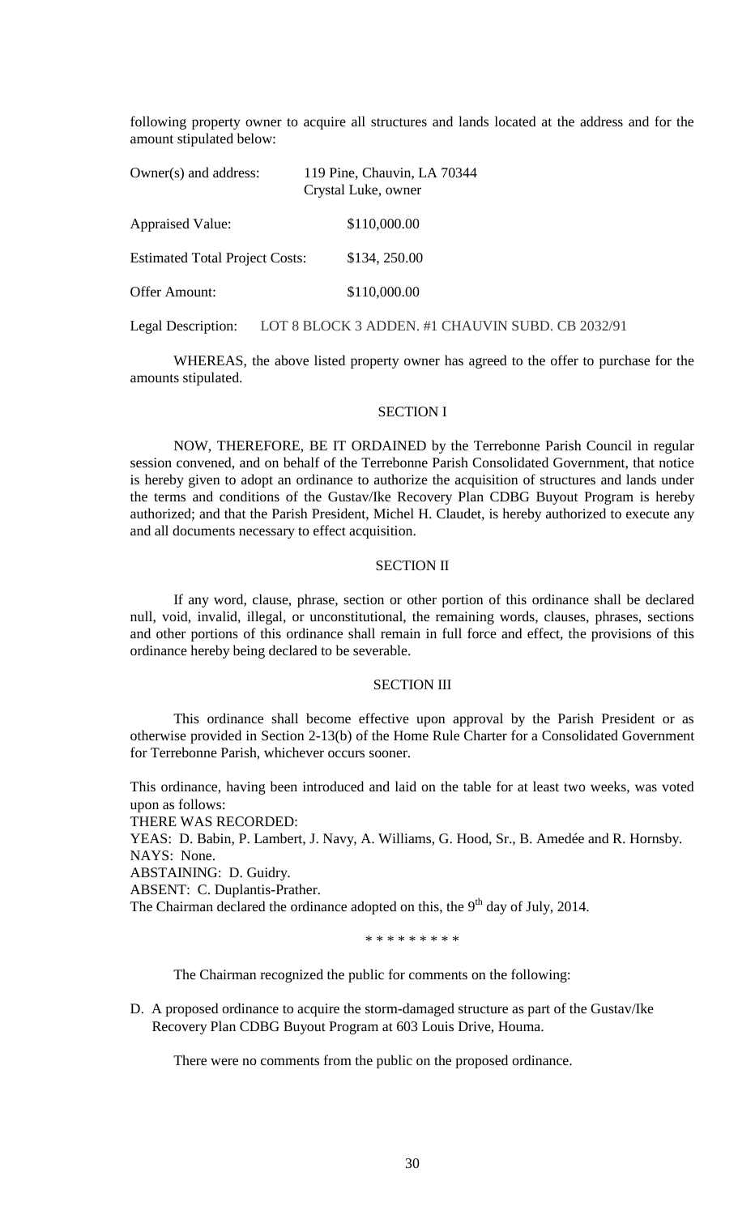following property owner to acquire all structures and lands located at the address and for the amount stipulated below:

| | |
|---|---|
| Owner(s) and address: | 119 Pine, Chauvin, LA 70344<br>Crystal Luke, owner |
| Appraised Value: | \$110,000.00 |
| Estimated Total Project Costs: | \$134, 250.00 |
| Offer Amount: | \$110,000.00 |
| Legal Description: | LOT 8 BLOCK 3 ADDEN. #1 CHAUVIN SUBD. CB 2032/91 |

WHEREAS, the above listed property owner has agreed to the offer to purchase for the amounts stipulated.

SECTION I

NOW, THEREFORE, BE IT ORDAINED by the Terrebonne Parish Council in regular session convened, and on behalf of the Terrebonne Parish Consolidated Government, that notice is hereby given to adopt an ordinance to authorize the acquisition of structures and lands under the terms and conditions of the Gustav/Ike Recovery Plan CDBG Buyout Program is hereby authorized; and that the Parish President, Michel H. Claudet, is hereby authorized to execute any and all documents necessary to effect acquisition.

SECTION II

If any word, clause, phrase, section or other portion of this ordinance shall be declared null, void, invalid, illegal, or unconstitutional, the remaining words, clauses, phrases, sections and other portions of this ordinance shall remain in full force and effect, the provisions of this ordinance hereby being declared to be severable.

SECTION III

This ordinance shall become effective upon approval by the Parish President or as otherwise provided in Section 2-13(b) of the Home Rule Charter for a Consolidated Government for Terrebonne Parish, whichever occurs sooner.

This ordinance, having been introduced and laid on the table for at least two weeks, was voted upon as follows:
THERE WAS RECORDED:
YEAS: D. Babin, P. Lambert, J. Navy, A. Williams, G. Hood, Sr., B. Amedée and R. Hornsby.
NAYS: None.
ABSTAINING: D. Guidry.
ABSENT: C. Duplantis-Prather.
The Chairman declared the ordinance adopted on this, the 9th day of July, 2014.

\* \* \* \* \* \* \* \* \*

The Chairman recognized the public for comments on the following:

D. A proposed ordinance to acquire the storm-damaged structure as part of the Gustav/Ike Recovery Plan CDBG Buyout Program at 603 Louis Drive, Houma.

There were no comments from the public on the proposed ordinance.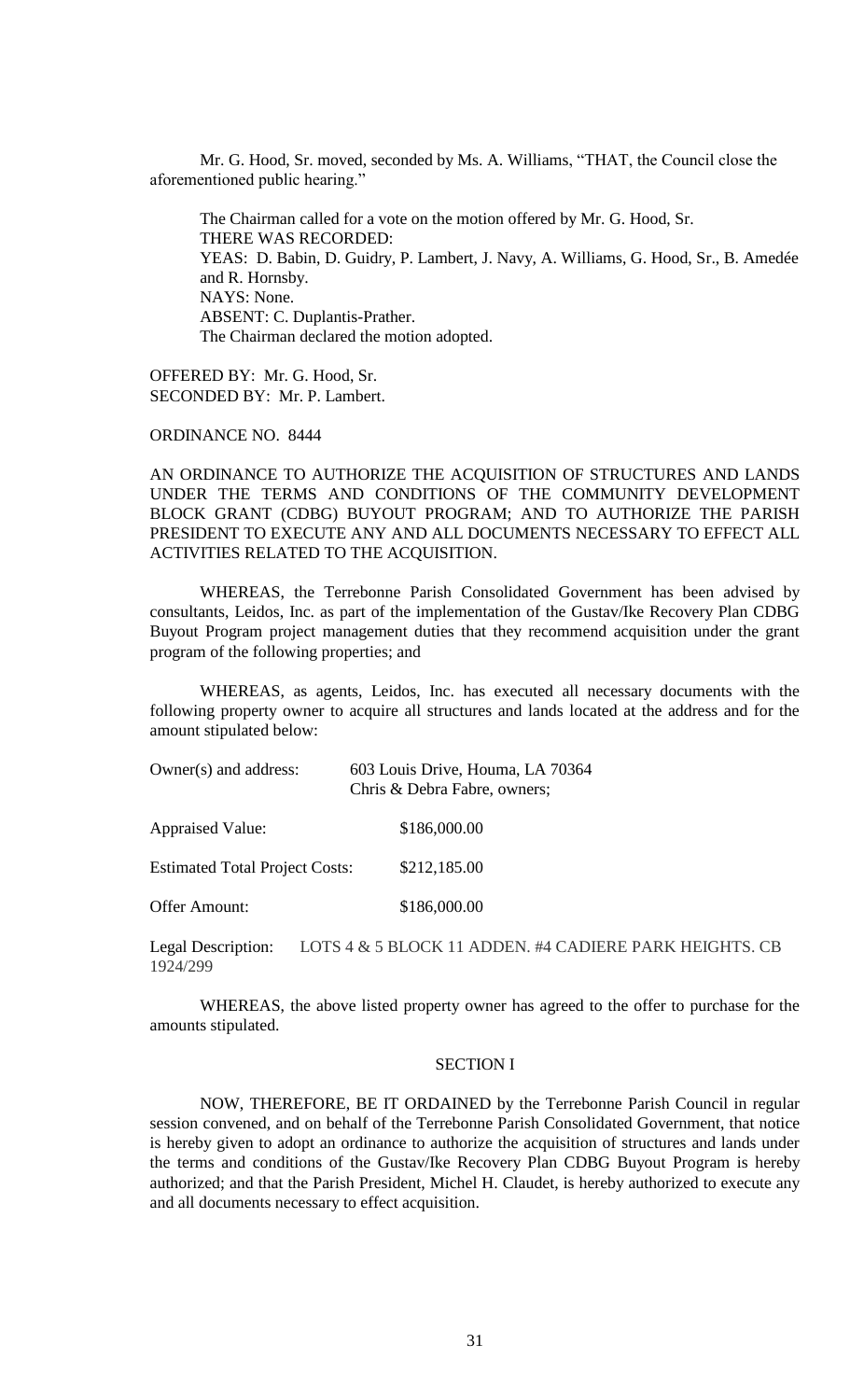Mr. G. Hood, Sr. moved, seconded by Ms. A. Williams, "THAT, the Council close the aforementioned public hearing."

The Chairman called for a vote on the motion offered by Mr. G. Hood, Sr.
THERE WAS RECORDED:
YEAS: D. Babin, D. Guidry, P. Lambert, J. Navy, A. Williams, G. Hood, Sr., B. Amedée and R. Hornsby.
NAYS: None.
ABSENT: C. Duplantis-Prather.
The Chairman declared the motion adopted.

OFFERED BY: Mr. G. Hood, Sr.
SECONDED BY: Mr. P. Lambert.

ORDINANCE NO. 8444

AN ORDINANCE TO AUTHORIZE THE ACQUISITION OF STRUCTURES AND LANDS UNDER THE TERMS AND CONDITIONS OF THE COMMUNITY DEVELOPMENT BLOCK GRANT (CDBG) BUYOUT PROGRAM; AND TO AUTHORIZE THE PARISH PRESIDENT TO EXECUTE ANY AND ALL DOCUMENTS NECESSARY TO EFFECT ALL ACTIVITIES RELATED TO THE ACQUISITION.

WHEREAS, the Terrebonne Parish Consolidated Government has been advised by consultants, Leidos, Inc. as part of the implementation of the Gustav/Ike Recovery Plan CDBG Buyout Program project management duties that they recommend acquisition under the grant program of the following properties; and

WHEREAS, as agents, Leidos, Inc. has executed all necessary documents with the following property owner to acquire all structures and lands located at the address and for the amount stipulated below:

Owner(s) and address: 603 Louis Drive, Houma, LA 70364
Chris & Debra Fabre, owners;

Appraised Value: $186,000.00

Estimated Total Project Costs: $212,185.00

Offer Amount: $186,000.00

Legal Description: LOTS 4 & 5 BLOCK 11 ADDEN. #4 CADIERE PARK HEIGHTS. CB 1924/299

WHEREAS, the above listed property owner has agreed to the offer to purchase for the amounts stipulated.

SECTION I

NOW, THEREFORE, BE IT ORDAINED by the Terrebonne Parish Council in regular session convened, and on behalf of the Terrebonne Parish Consolidated Government, that notice is hereby given to adopt an ordinance to authorize the acquisition of structures and lands under the terms and conditions of the Gustav/Ike Recovery Plan CDBG Buyout Program is hereby authorized; and that the Parish President, Michel H. Claudet, is hereby authorized to execute any and all documents necessary to effect acquisition.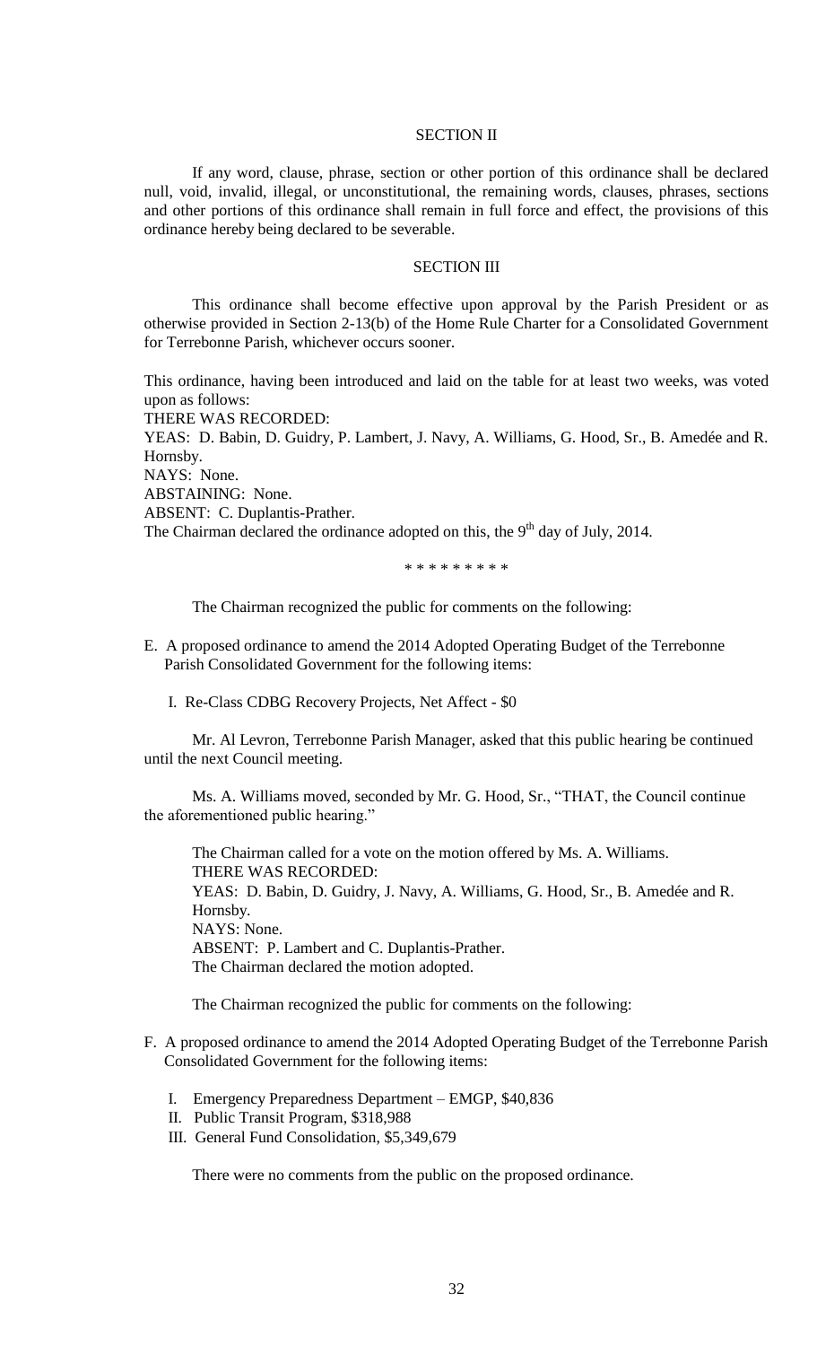SECTION II

If any word, clause, phrase, section or other portion of this ordinance shall be declared null, void, invalid, illegal, or unconstitutional, the remaining words, clauses, phrases, sections and other portions of this ordinance shall remain in full force and effect, the provisions of this ordinance hereby being declared to be severable.

SECTION III

This ordinance shall become effective upon approval by the Parish President or as otherwise provided in Section 2-13(b) of the Home Rule Charter for a Consolidated Government for Terrebonne Parish, whichever occurs sooner.

This ordinance, having been introduced and laid on the table for at least two weeks, was voted upon as follows:
THERE WAS RECORDED:
YEAS: D. Babin, D. Guidry, P. Lambert, J. Navy, A. Williams, G. Hood, Sr., B. Amedée and R. Hornsby.
NAYS: None.
ABSTAINING: None.
ABSENT: C. Duplantis-Prather.
The Chairman declared the ordinance adopted on this, the 9th day of July, 2014.

\* \* \* \* \* \* \* \* \*

The Chairman recognized the public for comments on the following:

E. A proposed ordinance to amend the 2014 Adopted Operating Budget of the Terrebonne Parish Consolidated Government for the following items:

   I. Re-Class CDBG Recovery Projects, Net Affect - $0

Mr. Al Levron, Terrebonne Parish Manager, asked that this public hearing be continued until the next Council meeting.

Ms. A. Williams moved, seconded by Mr. G. Hood, Sr., "THAT, the Council continue the aforementioned public hearing."

The Chairman called for a vote on the motion offered by Ms. A. Williams.
THERE WAS RECORDED:
YEAS: D. Babin, D. Guidry, J. Navy, A. Williams, G. Hood, Sr., B. Amedée and R. Hornsby.
NAYS: None.
ABSENT: P. Lambert and C. Duplantis-Prather.
The Chairman declared the motion adopted.

The Chairman recognized the public for comments on the following:

F. A proposed ordinance to amend the 2014 Adopted Operating Budget of the Terrebonne Parish Consolidated Government for the following items:

   I. Emergency Preparedness Department – EMGP, $40,836
   II. Public Transit Program, $318,988
   III. General Fund Consolidation, $5,349,679

There were no comments from the public on the proposed ordinance.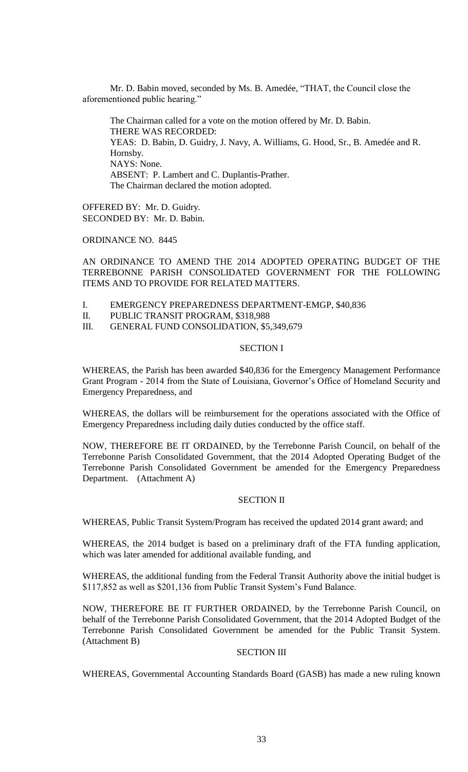Mr. D. Babin moved, seconded by Ms. B. Amedée, "THAT, the Council close the aforementioned public hearing."

The Chairman called for a vote on the motion offered by Mr. D. Babin.
THERE WAS RECORDED:
YEAS: D. Babin, D. Guidry, J. Navy, A. Williams, G. Hood, Sr., B. Amedée and R. Hornsby.
NAYS: None.
ABSENT: P. Lambert and C. Duplantis-Prather.
The Chairman declared the motion adopted.

OFFERED BY: Mr. D. Guidry.
SECONDED BY: Mr. D. Babin.

ORDINANCE NO. 8445

AN ORDINANCE TO AMEND THE 2014 ADOPTED OPERATING BUDGET OF THE TERREBONNE PARISH CONSOLIDATED GOVERNMENT FOR THE FOLLOWING ITEMS AND TO PROVIDE FOR RELATED MATTERS.

I. EMERGENCY PREPAREDNESS DEPARTMENT-EMGP, $40,836
II. PUBLIC TRANSIT PROGRAM, $318,988
III. GENERAL FUND CONSOLIDATION, $5,349,679

SECTION I

WHEREAS, the Parish has been awarded $40,836 for the Emergency Management Performance Grant Program - 2014 from the State of Louisiana, Governor's Office of Homeland Security and Emergency Preparedness, and

WHEREAS, the dollars will be reimbursement for the operations associated with the Office of Emergency Preparedness including daily duties conducted by the office staff.

NOW, THEREFORE BE IT ORDAINED, by the Terrebonne Parish Council, on behalf of the Terrebonne Parish Consolidated Government, that the 2014 Adopted Operating Budget of the Terrebonne Parish Consolidated Government be amended for the Emergency Preparedness Department. (Attachment A)

SECTION II

WHEREAS, Public Transit System/Program has received the updated 2014 grant award; and

WHEREAS, the 2014 budget is based on a preliminary draft of the FTA funding application, which was later amended for additional available funding, and

WHEREAS, the additional funding from the Federal Transit Authority above the initial budget is $117,852 as well as $201,136 from Public Transit System's Fund Balance.

NOW, THEREFORE BE IT FURTHER ORDAINED, by the Terrebonne Parish Council, on behalf of the Terrebonne Parish Consolidated Government, that the 2014 Adopted Budget of the Terrebonne Parish Consolidated Government be amended for the Public Transit System. (Attachment B)

SECTION III

WHEREAS, Governmental Accounting Standards Board (GASB) has made a new ruling known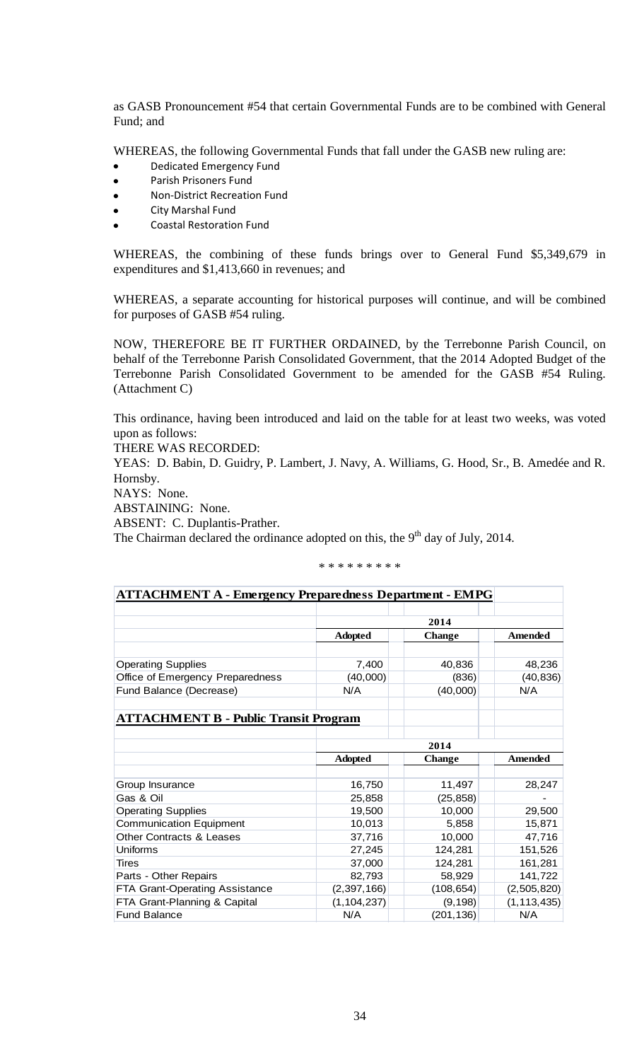as GASB Pronouncement #54 that certain Governmental Funds are to be combined with General Fund; and

WHEREAS, the following Governmental Funds that fall under the GASB new ruling are:

- Dedicated Emergency Fund
- Parish Prisoners Fund
- Non-District Recreation Fund
- City Marshal Fund
- Coastal Restoration Fund

WHEREAS, the combining of these funds brings over to General Fund $5,349,679 in expenditures and $1,413,660 in revenues; and

WHEREAS, a separate accounting for historical purposes will continue, and will be combined for purposes of GASB #54 ruling.

NOW, THEREFORE BE IT FURTHER ORDAINED, by the Terrebonne Parish Council, on behalf of the Terrebonne Parish Consolidated Government, that the 2014 Adopted Budget of the Terrebonne Parish Consolidated Government to be amended for the GASB #54 Ruling. (Attachment C)

This ordinance, having been introduced and laid on the table for at least two weeks, was voted upon as follows:

THERE WAS RECORDED:

YEAS: D. Babin, D. Guidry, P. Lambert, J. Navy, A. Williams, G. Hood, Sr., B. Amedée and R. Hornsby.

NAYS: None.

ABSTAINING: None.

ABSENT: C. Duplantis-Prather.

The Chairman declared the ordinance adopted on this, the 9th day of July, 2014.

\* \* \* \* \* \* \* \* \*

**ATTACHMENT A - Emergency Preparedness Department - EMPG**

| | 2014 | | |
|---|---|---|---|
| | **Adopted** | **Change** | **Amended** |
| Operating Supplies | 7,400 | 40,836 | 48,236 |
| Office of Emergency Preparedness | (40,000) | (836) | (40,836) |
| Fund Balance (Decrease) | N/A | (40,000) | N/A |

**ATTACHMENT B - Public Transit Program**

| | 2014 | | |
|---|---|---|---|
| | **Adopted** | **Change** | **Amended** |
| Group Insurance | 16,750 | 11,497 | 28,247 |
| Gas & Oil | 25,858 | (25,858) | - |
| Operating Supplies | 19,500 | 10,000 | 29,500 |
| Communication Equipment | 10,013 | 5,858 | 15,871 |
| Other Contracts & Leases | 37,716 | 10,000 | 47,716 |
| Uniforms | 27,245 | 124,281 | 151,526 |
| Tires | 37,000 | 124,281 | 161,281 |
| Parts - Other Repairs | 82,793 | 58,929 | 141,722 |
| FTA Grant-Operating Assistance | (2,397,166) | (108,654) | (2,505,820) |
| FTA Grant-Planning & Capital | (1,104,237) | (9,198) | (1,113,435) |
| Fund Balance | N/A | (201,136) | N/A |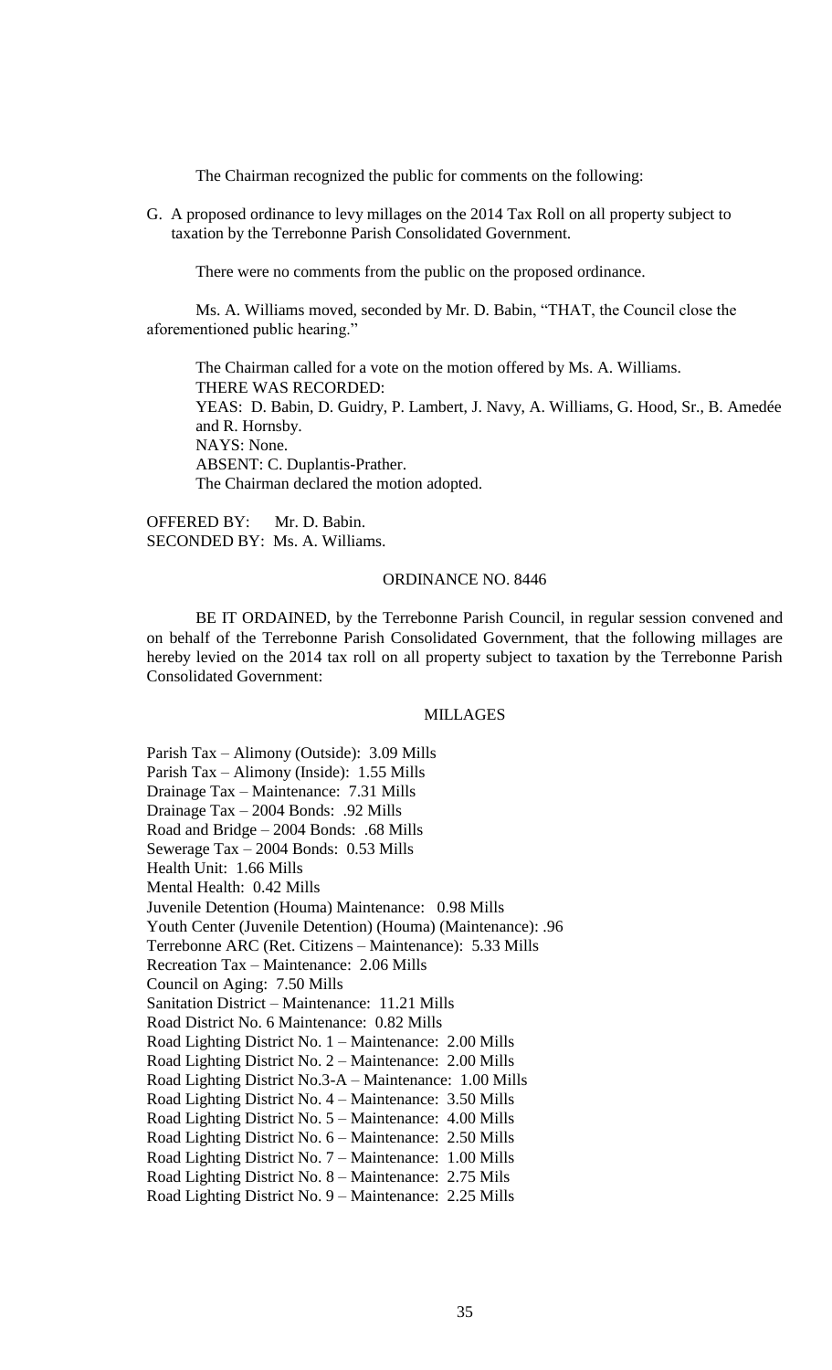The Chairman recognized the public for comments on the following:

G. A proposed ordinance to levy millages on the 2014 Tax Roll on all property subject to taxation by the Terrebonne Parish Consolidated Government.

There were no comments from the public on the proposed ordinance.

Ms. A. Williams moved, seconded by Mr. D. Babin, "THAT, the Council close the aforementioned public hearing."

The Chairman called for a vote on the motion offered by Ms. A. Williams.
THERE WAS RECORDED:
YEAS: D. Babin, D. Guidry, P. Lambert, J. Navy, A. Williams, G. Hood, Sr., B. Amedée and R. Hornsby.
NAYS: None.
ABSENT: C. Duplantis-Prather.
The Chairman declared the motion adopted.

OFFERED BY: Mr. D. Babin.
SECONDED BY: Ms. A. Williams.

ORDINANCE NO. 8446

BE IT ORDAINED, by the Terrebonne Parish Council, in regular session convened and on behalf of the Terrebonne Parish Consolidated Government, that the following millages are hereby levied on the 2014 tax roll on all property subject to taxation by the Terrebonne Parish Consolidated Government:

MILLAGES

Parish Tax – Alimony (Outside): 3.09 Mills
Parish Tax – Alimony (Inside): 1.55 Mills
Drainage Tax – Maintenance: 7.31 Mills
Drainage Tax – 2004 Bonds: .92 Mills
Road and Bridge – 2004 Bonds: .68 Mills
Sewerage Tax – 2004 Bonds: 0.53 Mills
Health Unit: 1.66 Mills
Mental Health: 0.42 Mills
Juvenile Detention (Houma) Maintenance: 0.98 Mills
Youth Center (Juvenile Detention) (Houma) (Maintenance): .96
Terrebonne ARC (Ret. Citizens – Maintenance): 5.33 Mills
Recreation Tax – Maintenance: 2.06 Mills
Council on Aging: 7.50 Mills
Sanitation District – Maintenance: 11.21 Mills
Road District No. 6 Maintenance: 0.82 Mills
Road Lighting District No. 1 – Maintenance: 2.00 Mills
Road Lighting District No. 2 – Maintenance: 2.00 Mills
Road Lighting District No.3-A – Maintenance: 1.00 Mills
Road Lighting District No. 4 – Maintenance: 3.50 Mills
Road Lighting District No. 5 – Maintenance: 4.00 Mills
Road Lighting District No. 6 – Maintenance: 2.50 Mills
Road Lighting District No. 7 – Maintenance: 1.00 Mills
Road Lighting District No. 8 – Maintenance: 2.75 Mils
Road Lighting District No. 9 – Maintenance: 2.25 Mills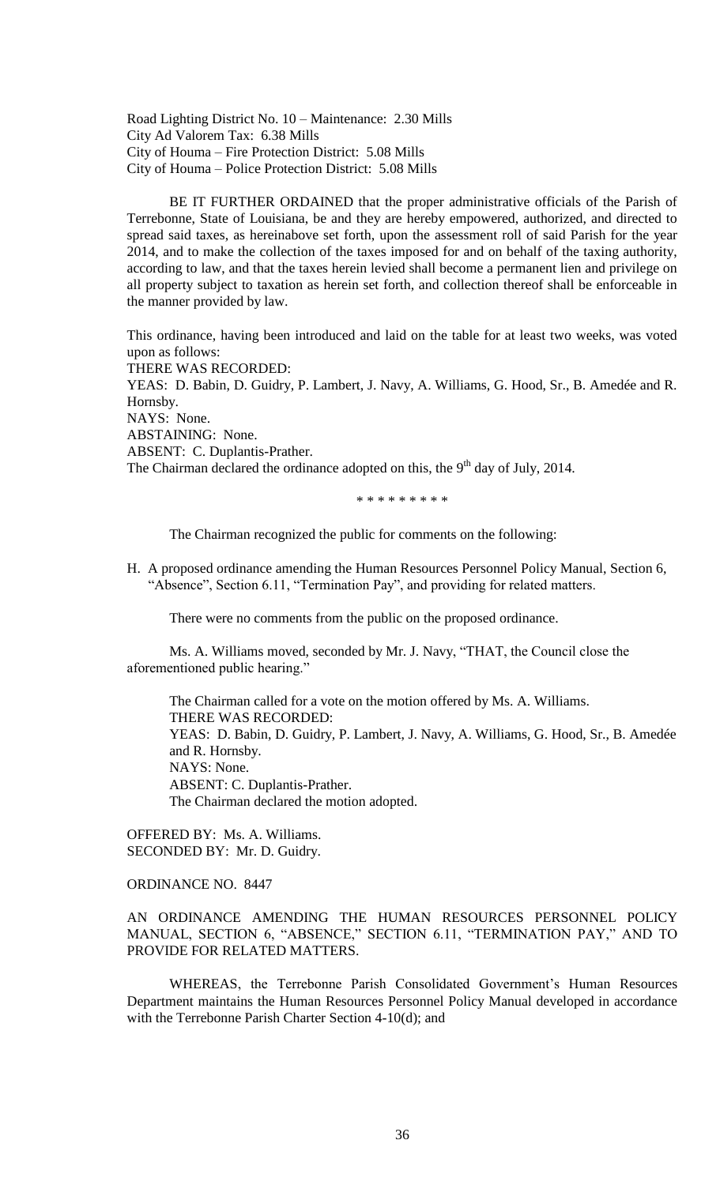Road Lighting District No. 10 – Maintenance: 2.30 Mills
City Ad Valorem Tax: 6.38 Mills
City of Houma – Fire Protection District: 5.08 Mills
City of Houma – Police Protection District: 5.08 Mills

BE IT FURTHER ORDAINED that the proper administrative officials of the Parish of Terrebonne, State of Louisiana, be and they are hereby empowered, authorized, and directed to spread said taxes, as hereinabove set forth, upon the assessment roll of said Parish for the year 2014, and to make the collection of the taxes imposed for and on behalf of the taxing authority, according to law, and that the taxes herein levied shall become a permanent lien and privilege on all property subject to taxation as herein set forth, and collection thereof shall be enforceable in the manner provided by law.

This ordinance, having been introduced and laid on the table for at least two weeks, was voted upon as follows:
THERE WAS RECORDED:
YEAS: D. Babin, D. Guidry, P. Lambert, J. Navy, A. Williams, G. Hood, Sr., B. Amedée and R. Hornsby.
NAYS: None.
ABSTAINING: None.
ABSENT: C. Duplantis-Prather.
The Chairman declared the ordinance adopted on this, the 9th day of July, 2014.

\* \* \* \* \* \* \* \* \*

The Chairman recognized the public for comments on the following:

H. A proposed ordinance amending the Human Resources Personnel Policy Manual, Section 6, "Absence", Section 6.11, "Termination Pay", and providing for related matters.

There were no comments from the public on the proposed ordinance.

Ms. A. Williams moved, seconded by Mr. J. Navy, "THAT, the Council close the aforementioned public hearing."

The Chairman called for a vote on the motion offered by Ms. A. Williams.
THERE WAS RECORDED:
YEAS: D. Babin, D. Guidry, P. Lambert, J. Navy, A. Williams, G. Hood, Sr., B. Amedée and R. Hornsby.
NAYS: None.
ABSENT: C. Duplantis-Prather.
The Chairman declared the motion adopted.

OFFERED BY: Ms. A. Williams.
SECONDED BY: Mr. D. Guidry.

ORDINANCE NO. 8447

AN ORDINANCE AMENDING THE HUMAN RESOURCES PERSONNEL POLICY MANUAL, SECTION 6, "ABSENCE," SECTION 6.11, "TERMINATION PAY," AND TO PROVIDE FOR RELATED MATTERS.

WHEREAS, the Terrebonne Parish Consolidated Government's Human Resources Department maintains the Human Resources Personnel Policy Manual developed in accordance with the Terrebonne Parish Charter Section 4-10(d); and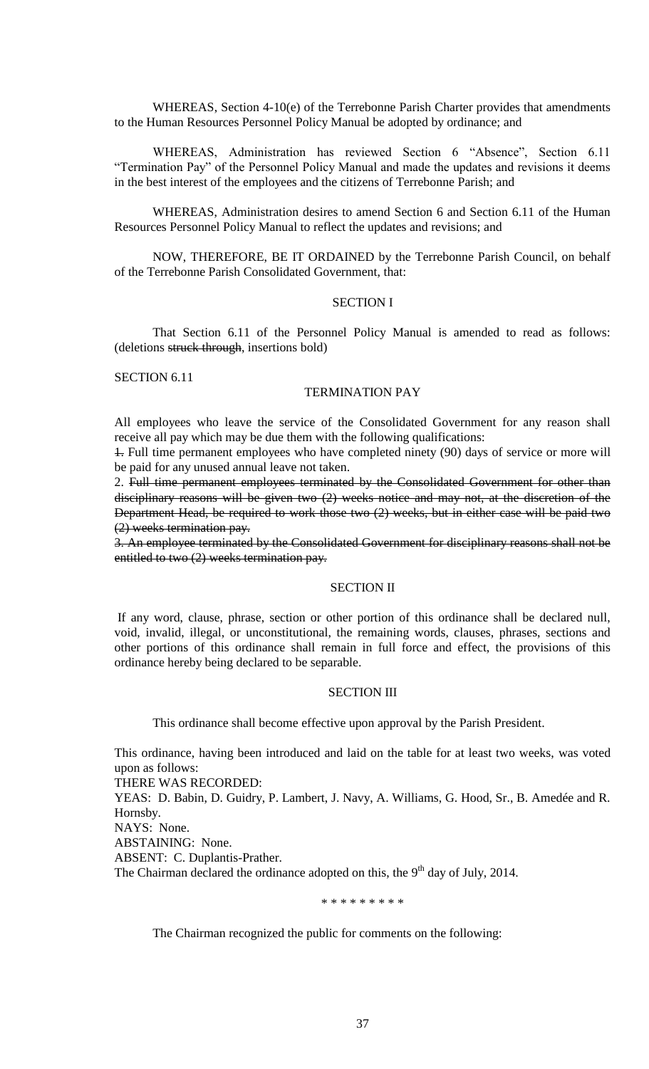WHEREAS, Section 4-10(e) of the Terrebonne Parish Charter provides that amendments to the Human Resources Personnel Policy Manual be adopted by ordinance; and

WHEREAS, Administration has reviewed Section 6 "Absence", Section 6.11 "Termination Pay" of the Personnel Policy Manual and made the updates and revisions it deems in the best interest of the employees and the citizens of Terrebonne Parish; and

WHEREAS, Administration desires to amend Section 6 and Section 6.11 of the Human Resources Personnel Policy Manual to reflect the updates and revisions; and

NOW, THEREFORE, BE IT ORDAINED by the Terrebonne Parish Council, on behalf of the Terrebonne Parish Consolidated Government, that:

SECTION I

That Section 6.11 of the Personnel Policy Manual is amended to read as follows: (deletions ~~struck through~~, insertions bold)

SECTION 6.11

TERMINATION PAY

All employees who leave the service of the Consolidated Government for any reason shall receive all pay which may be due them with the following qualifications:

~~1.~~ Full time permanent employees who have completed ninety (90) days of service or more will be paid for any unused annual leave not taken.

2. ~~Full time permanent employees terminated by the Consolidated Government for other than disciplinary reasons will be given two (2) weeks notice and may not, at the discretion of the Department Head, be required to work those two (2) weeks, but in either case will be paid two (2) weeks termination pay.~~

~~3. An employee terminated by the Consolidated Government for disciplinary reasons shall not be entitled to two (2) weeks termination pay.~~

SECTION II

If any word, clause, phrase, section or other portion of this ordinance shall be declared null, void, invalid, illegal, or unconstitutional, the remaining words, clauses, phrases, sections and other portions of this ordinance shall remain in full force and effect, the provisions of this ordinance hereby being declared to be separable.

SECTION III

This ordinance shall become effective upon approval by the Parish President.

This ordinance, having been introduced and laid on the table for at least two weeks, was voted upon as follows:

THERE WAS RECORDED:

YEAS: D. Babin, D. Guidry, P. Lambert, J. Navy, A. Williams, G. Hood, Sr., B. Amedée and R. Hornsby.

NAYS: None.

ABSTAINING: None.

ABSENT: C. Duplantis-Prather.

The Chairman declared the ordinance adopted on this, the 9th day of July, 2014.

\* \* \* \* \* \* \* \* \*

The Chairman recognized the public for comments on the following: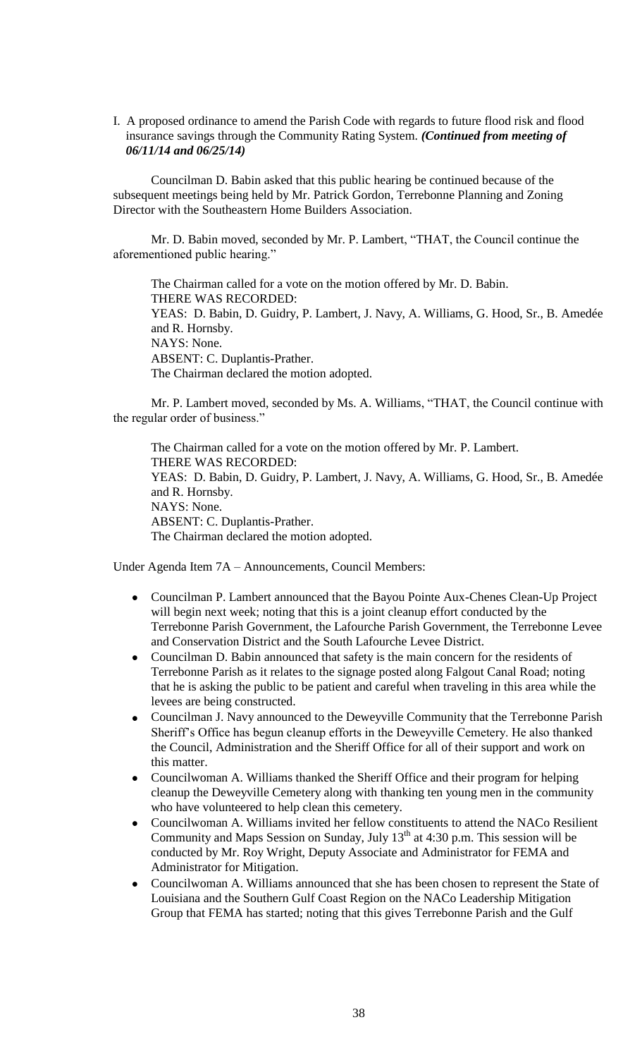I. A proposed ordinance to amend the Parish Code with regards to future flood risk and flood insurance savings through the Community Rating System. ***(Continued from meeting of 06/11/14 and 06/25/14)***

Councilman D. Babin asked that this public hearing be continued because of the subsequent meetings being held by Mr. Patrick Gordon, Terrebonne Planning and Zoning Director with the Southeastern Home Builders Association.

Mr. D. Babin moved, seconded by Mr. P. Lambert, "THAT, the Council continue the aforementioned public hearing."

The Chairman called for a vote on the motion offered by Mr. D. Babin.
THERE WAS RECORDED:
YEAS: D. Babin, D. Guidry, P. Lambert, J. Navy, A. Williams, G. Hood, Sr., B. Amedée and R. Hornsby.
NAYS: None.
ABSENT: C. Duplantis-Prather.
The Chairman declared the motion adopted.

Mr. P. Lambert moved, seconded by Ms. A. Williams, "THAT, the Council continue with the regular order of business."

The Chairman called for a vote on the motion offered by Mr. P. Lambert.
THERE WAS RECORDED:
YEAS: D. Babin, D. Guidry, P. Lambert, J. Navy, A. Williams, G. Hood, Sr., B. Amedée and R. Hornsby.
NAYS: None.
ABSENT: C. Duplantis-Prather.
The Chairman declared the motion adopted.

Under Agenda Item 7A – Announcements, Council Members:

- Councilman P. Lambert announced that the Bayou Pointe Aux-Chenes Clean-Up Project will begin next week; noting that this is a joint cleanup effort conducted by the Terrebonne Parish Government, the Lafourche Parish Government, the Terrebonne Levee and Conservation District and the South Lafourche Levee District.
- Councilman D. Babin announced that safety is the main concern for the residents of Terrebonne Parish as it relates to the signage posted along Falgout Canal Road; noting that he is asking the public to be patient and careful when traveling in this area while the levees are being constructed.
- Councilman J. Navy announced to the Deweyville Community that the Terrebonne Parish Sheriff's Office has begun cleanup efforts in the Deweyville Cemetery. He also thanked the Council, Administration and the Sheriff Office for all of their support and work on this matter.
- Councilwoman A. Williams thanked the Sheriff Office and their program for helping cleanup the Deweyville Cemetery along with thanking ten young men in the community who have volunteered to help clean this cemetery.
- Councilwoman A. Williams invited her fellow constituents to attend the NACo Resilient Community and Maps Session on Sunday, July 13th at 4:30 p.m. This session will be conducted by Mr. Roy Wright, Deputy Associate and Administrator for FEMA and Administrator for Mitigation.
- Councilwoman A. Williams announced that she has been chosen to represent the State of Louisiana and the Southern Gulf Coast Region on the NACo Leadership Mitigation Group that FEMA has started; noting that this gives Terrebonne Parish and the Gulf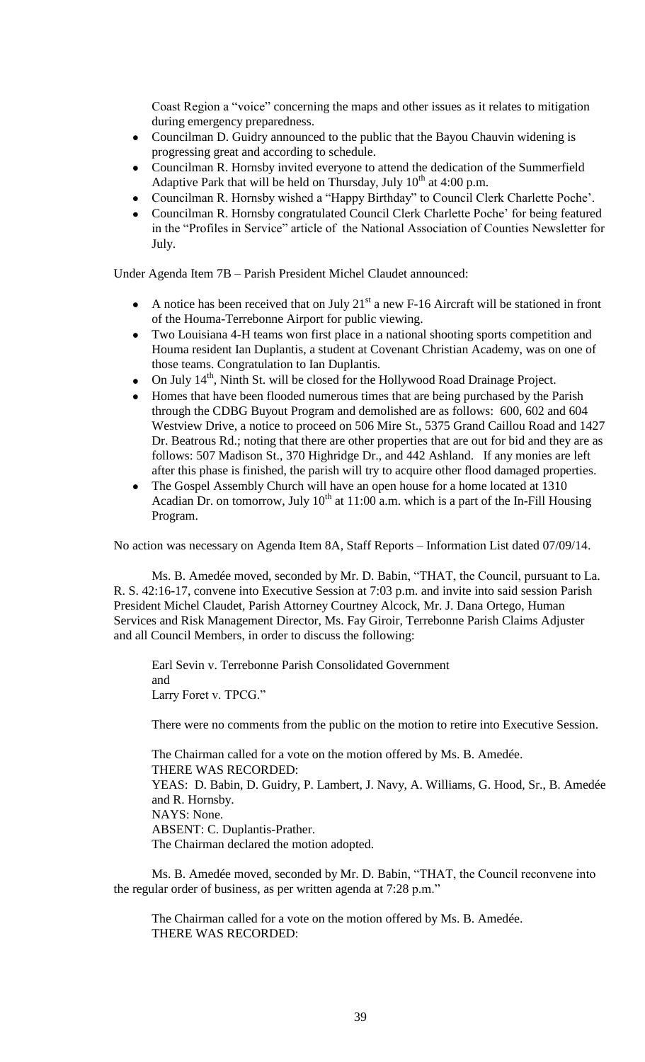Coast Region a "voice" concerning the maps and other issues as it relates to mitigation during emergency preparedness.

- Councilman D. Guidry announced to the public that the Bayou Chauvin widening is progressing great and according to schedule.
- Councilman R. Hornsby invited everyone to attend the dedication of the Summerfield Adaptive Park that will be held on Thursday, July 10th at 4:00 p.m.
- Councilman R. Hornsby wished a "Happy Birthday" to Council Clerk Charlette Poche'.
- Councilman R. Hornsby congratulated Council Clerk Charlette Poche' for being featured in the "Profiles in Service" article of the National Association of Counties Newsletter for July.

Under Agenda Item 7B – Parish President Michel Claudet announced:

- A notice has been received that on July 21st a new F-16 Aircraft will be stationed in front of the Houma-Terrebonne Airport for public viewing.
- Two Louisiana 4-H teams won first place in a national shooting sports competition and Houma resident Ian Duplantis, a student at Covenant Christian Academy, was on one of those teams. Congratulation to Ian Duplantis.
- On July 14th, Ninth St. will be closed for the Hollywood Road Drainage Project.
- Homes that have been flooded numerous times that are being purchased by the Parish through the CDBG Buyout Program and demolished are as follows: 600, 602 and 604 Westview Drive, a notice to proceed on 506 Mire St., 5375 Grand Caillou Road and 1427 Dr. Beatrous Rd.; noting that there are other properties that are out for bid and they are as follows: 507 Madison St., 370 Highridge Dr., and 442 Ashland. If any monies are left after this phase is finished, the parish will try to acquire other flood damaged properties.
- The Gospel Assembly Church will have an open house for a home located at 1310 Acadian Dr. on tomorrow, July 10th at 11:00 a.m. which is a part of the In-Fill Housing Program.

No action was necessary on Agenda Item 8A, Staff Reports – Information List dated 07/09/14.

Ms. B. Amedée moved, seconded by Mr. D. Babin, "THAT, the Council, pursuant to La. R. S. 42:16-17, convene into Executive Session at 7:03 p.m. and invite into said session Parish President Michel Claudet, Parish Attorney Courtney Alcock, Mr. J. Dana Ortego, Human Services and Risk Management Director, Ms. Fay Giroir, Terrebonne Parish Claims Adjuster and all Council Members, in order to discuss the following:

Earl Sevin v. Terrebonne Parish Consolidated Government
and
Larry Foret v. TPCG."

There were no comments from the public on the motion to retire into Executive Session.

The Chairman called for a vote on the motion offered by Ms. B. Amedée.
THERE WAS RECORDED:
YEAS: D. Babin, D. Guidry, P. Lambert, J. Navy, A. Williams, G. Hood, Sr., B. Amedée and R. Hornsby.
NAYS: None.
ABSENT: C. Duplantis-Prather.
The Chairman declared the motion adopted.

Ms. B. Amedée moved, seconded by Mr. D. Babin, "THAT, the Council reconvene into the regular order of business, as per written agenda at 7:28 p.m."

The Chairman called for a vote on the motion offered by Ms. B. Amedée.
THERE WAS RECORDED: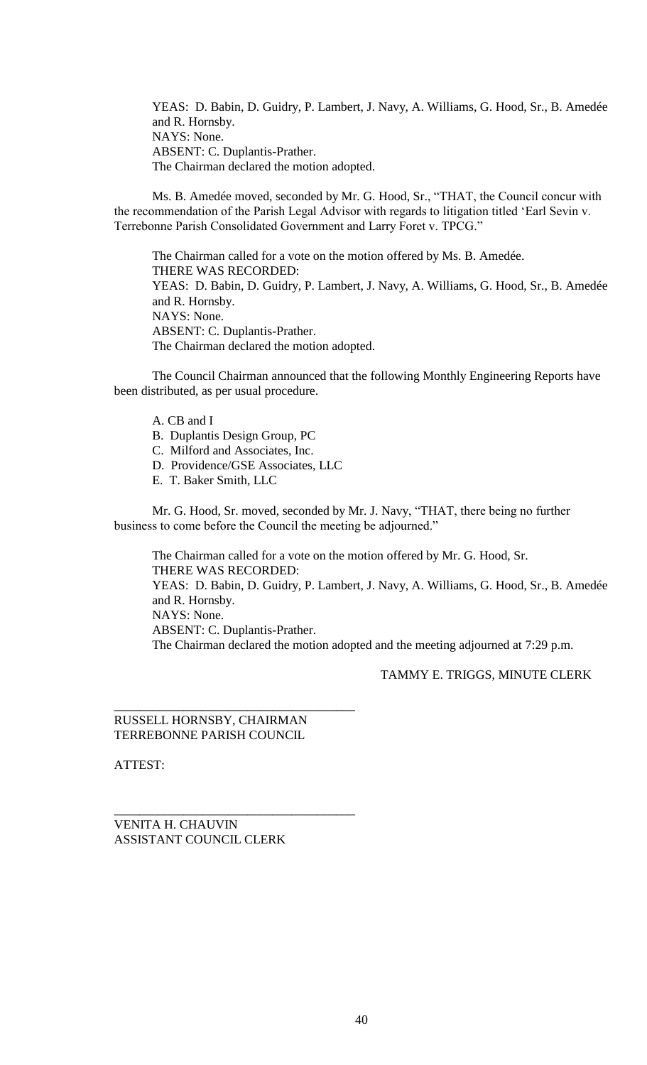YEAS: D. Babin, D. Guidry, P. Lambert, J. Navy, A. Williams, G. Hood, Sr., B. Amedée and R. Hornsby.
NAYS: None.
ABSENT: C. Duplantis-Prather.
The Chairman declared the motion adopted.

Ms. B. Amedée moved, seconded by Mr. G. Hood, Sr., "THAT, the Council concur with the recommendation of the Parish Legal Advisor with regards to litigation titled 'Earl Sevin v. Terrebonne Parish Consolidated Government and Larry Foret v. TPCG."

The Chairman called for a vote on the motion offered by Ms. B. Amedée.
THERE WAS RECORDED:
YEAS: D. Babin, D. Guidry, P. Lambert, J. Navy, A. Williams, G. Hood, Sr., B. Amedée and R. Hornsby.
NAYS: None.
ABSENT: C. Duplantis-Prather.
The Chairman declared the motion adopted.

The Council Chairman announced that the following Monthly Engineering Reports have been distributed, as per usual procedure.

A. CB and I
B. Duplantis Design Group, PC
C. Milford and Associates, Inc.
D. Providence/GSE Associates, LLC
E. T. Baker Smith, LLC

Mr. G. Hood, Sr. moved, seconded by Mr. J. Navy, "THAT, there being no further business to come before the Council the meeting be adjourned."

The Chairman called for a vote on the motion offered by Mr. G. Hood, Sr.
THERE WAS RECORDED:
YEAS: D. Babin, D. Guidry, P. Lambert, J. Navy, A. Williams, G. Hood, Sr., B. Amedée and R. Hornsby.
NAYS: None.
ABSENT: C. Duplantis-Prather.
The Chairman declared the motion adopted and the meeting adjourned at 7:29 p.m.

TAMMY E. TRIGGS, MINUTE CLERK

\_\_\_\_\_\_\_\_\_\_\_\_\_\_\_\_\_\_\_\_\_\_\_\_\_\_\_\_\_\_\_\_\_\_\_\_\_\_
RUSSELL HORNSBY, CHAIRMAN
TERREBONNE PARISH COUNCIL

ATTEST:

\_\_\_\_\_\_\_\_\_\_\_\_\_\_\_\_\_\_\_\_\_\_\_\_\_\_\_\_\_\_\_\_\_\_\_\_\_\_
VENITA H. CHAUVIN
ASSISTANT COUNCIL CLERK